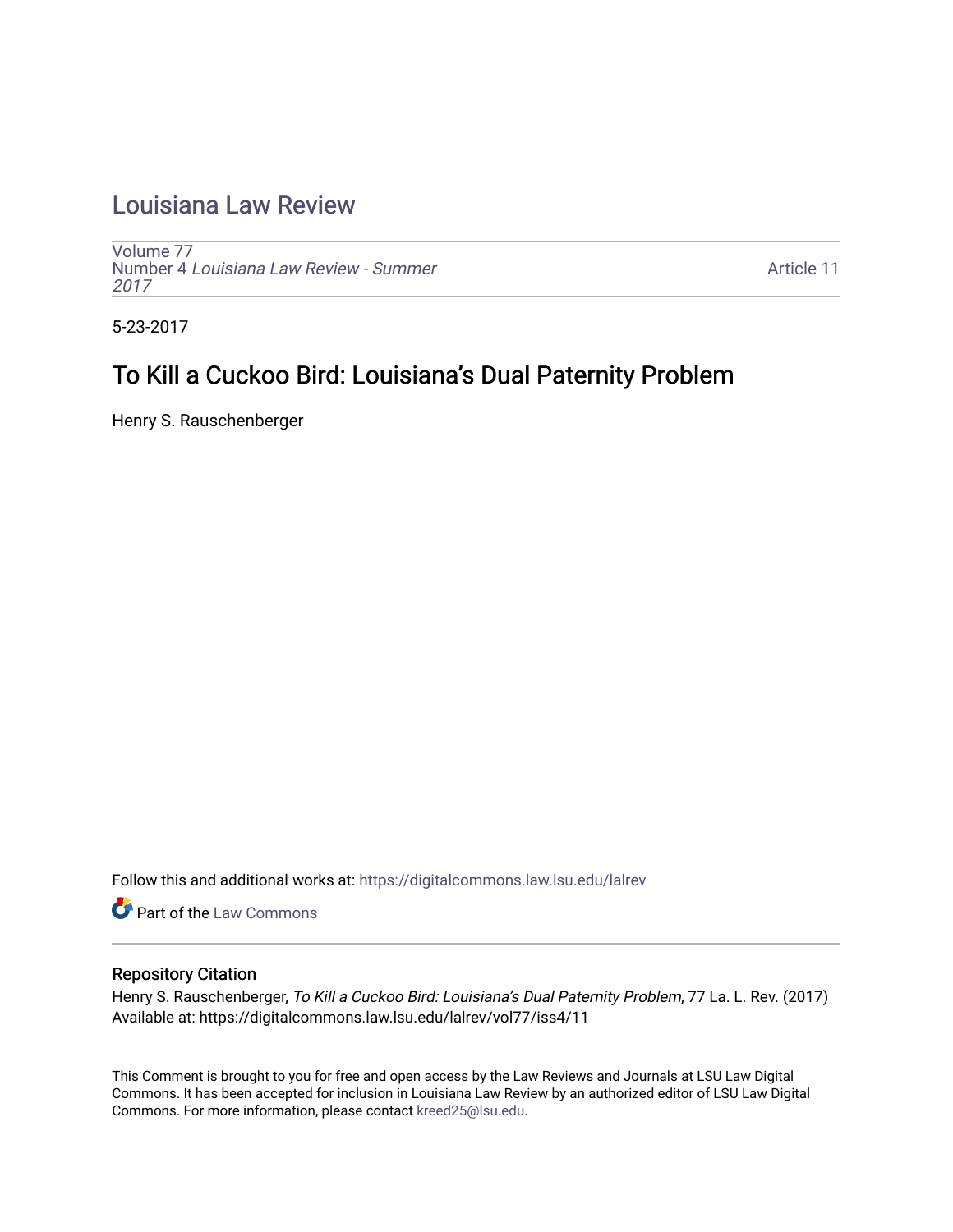# Louisiana Law Review

Volume 77
Number 4 *Louisiana Law Review - Summer 2017*

Article 11

5-23-2017

## To Kill a Cuckoo Bird: Louisiana's Dual Paternity Problem

Henry S. Rauschenberger

Follow this and additional works at: https://digitalcommons.law.lsu.edu/lalrev

Part of the Law Commons

### Repository Citation

Henry S. Rauschenberger, *To Kill a Cuckoo Bird: Louisiana's Dual Paternity Problem*, 77 La. L. Rev. (2017)
Available at: https://digitalcommons.law.lsu.edu/lalrev/vol77/iss4/11

This Comment is brought to you for free and open access by the Law Reviews and Journals at LSU Law Digital Commons. It has been accepted for inclusion in Louisiana Law Review by an authorized editor of LSU Law Digital Commons. For more information, please contact kreed25@lsu.edu.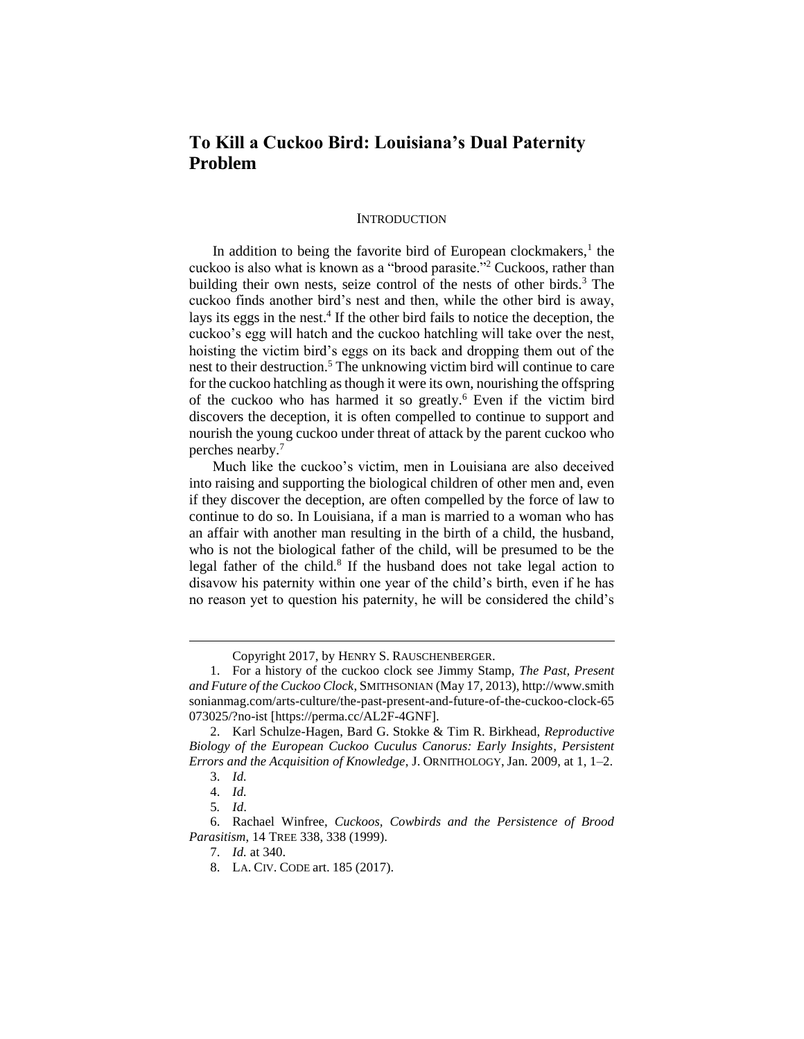# To Kill a Cuckoo Bird: Louisiana's Dual Paternity Problem

## INTRODUCTION

In addition to being the favorite bird of European clockmakers,[1] the cuckoo is also what is known as a "brood parasite."[2] Cuckoos, rather than building their own nests, seize control of the nests of other birds.[3] The cuckoo finds another bird's nest and then, while the other bird is away, lays its eggs in the nest.[4] If the other bird fails to notice the deception, the cuckoo's egg will hatch and the cuckoo hatchling will take over the nest, hoisting the victim bird's eggs on its back and dropping them out of the nest to their destruction.[5] The unknowing victim bird will continue to care for the cuckoo hatchling as though it were its own, nourishing the offspring of the cuckoo who has harmed it so greatly.[6] Even if the victim bird discovers the deception, it is often compelled to continue to support and nourish the young cuckoo under threat of attack by the parent cuckoo who perches nearby.[7]

Much like the cuckoo's victim, men in Louisiana are also deceived into raising and supporting the biological children of other men and, even if they discover the deception, are often compelled by the force of law to continue to do so. In Louisiana, if a man is married to a woman who has an affair with another man resulting in the birth of a child, the husband, who is not the biological father of the child, will be presumed to be the legal father of the child.[8] If the husband does not take legal action to disavow his paternity within one year of the child's birth, even if he has no reason yet to question his paternity, he will be considered the child's

---

Copyright 2017, by HENRY S. RAUSCHENBERGER.

1. For a history of the cuckoo clock see Jimmy Stamp, *The Past, Present and Future of the Cuckoo Clock*, SMITHSONIAN (May 17, 2013), http://www.smithsonianmag.com/arts-culture/the-past-present-and-future-of-the-cuckoo-clock-65073025/?no-ist [https://perma.cc/AL2F-4GNF].

2. Karl Schulze-Hagen, Bard G. Stokke & Tim R. Birkhead, *Reproductive Biology of the European Cuckoo Cuculus Canorus: Early Insights, Persistent Errors and the Acquisition of Knowledge*, J. ORNITHOLOGY, Jan. 2009, at 1, 1–2.

3. *Id.*

4. *Id.*

5. *Id*.

6. Rachael Winfree, *Cuckoos, Cowbirds and the Persistence of Brood Parasitism*, 14 TREE 338, 338 (1999).

7. *Id.* at 340.

8. LA. CIV. CODE art. 185 (2017).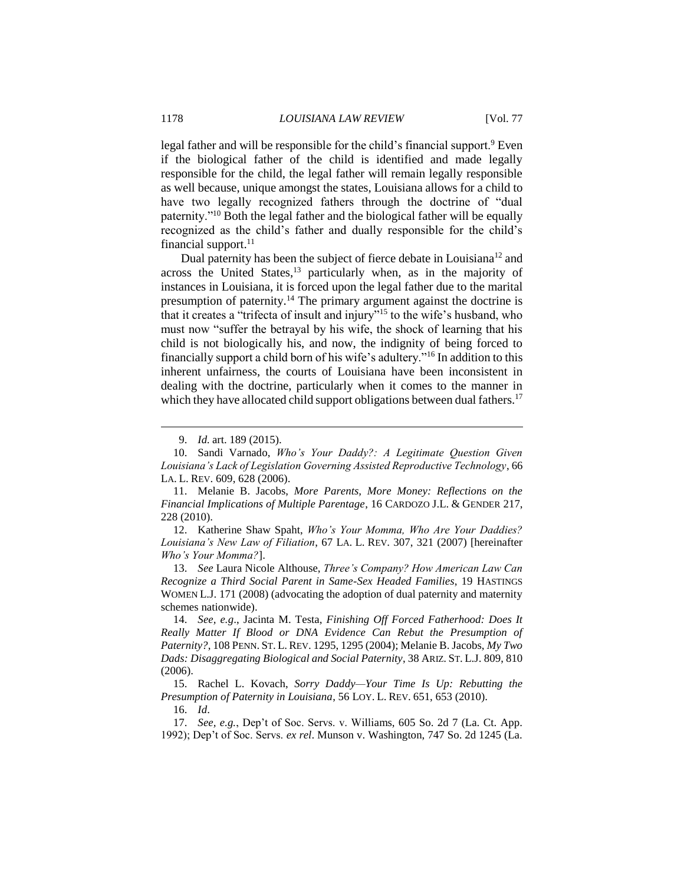legal father and will be responsible for the child's financial support.[9] Even if the biological father of the child is identified and made legally responsible for the child, the legal father will remain legally responsible as well because, unique amongst the states, Louisiana allows for a child to have two legally recognized fathers through the doctrine of "dual paternity."[10] Both the legal father and the biological father will be equally recognized as the child's father and dually responsible for the child's financial support.[11]

Dual paternity has been the subject of fierce debate in Louisiana[12] and across the United States,[13] particularly when, as in the majority of instances in Louisiana, it is forced upon the legal father due to the marital presumption of paternity.[14] The primary argument against the doctrine is that it creates a "trifecta of insult and injury"[15] to the wife's husband, who must now "suffer the betrayal by his wife, the shock of learning that his child is not biologically his, and now, the indignity of being forced to financially support a child born of his wife's adultery."[16] In addition to this inherent unfairness, the courts of Louisiana have been inconsistent in dealing with the doctrine, particularly when it comes to the manner in which they have allocated child support obligations between dual fathers.[17]

---

9. *Id.* art. 189 (2015).

10. Sandi Varnado, *Who's Your Daddy?: A Legitimate Question Given Louisiana's Lack of Legislation Governing Assisted Reproductive Technology*, 66 LA. L. REV. 609, 628 (2006).

11. Melanie B. Jacobs, *More Parents, More Money: Reflections on the Financial Implications of Multiple Parentage*, 16 CARDOZO J.L. & GENDER 217, 228 (2010).

12. Katherine Shaw Spaht, *Who's Your Momma, Who Are Your Daddies? Louisiana's New Law of Filiation*, 67 LA. L. REV. 307, 321 (2007) [hereinafter *Who's Your Momma?*].

13. *See* Laura Nicole Althouse, *Three's Company? How American Law Can Recognize a Third Social Parent in Same-Sex Headed Families*, 19 HASTINGS WOMEN L.J. 171 (2008) (advocating the adoption of dual paternity and maternity schemes nationwide).

14. *See, e.g*., Jacinta M. Testa, *Finishing Off Forced Fatherhood: Does It Really Matter If Blood or DNA Evidence Can Rebut the Presumption of Paternity?*, 108 PENN. ST. L. REV. 1295, 1295 (2004); Melanie B. Jacobs, *My Two Dads: Disaggregating Biological and Social Paternity*, 38 ARIZ. ST. L.J. 809, 810 (2006).

15. Rachel L. Kovach, *Sorry Daddy—Your Time Is Up: Rebutting the Presumption of Paternity in Louisiana*, 56 LOY. L. REV. 651, 653 (2010).

16. *Id*.

17. *See, e.g.*, Dep't of Soc. Servs. v. Williams, 605 So. 2d 7 (La. Ct. App. 1992); Dep't of Soc. Servs. *ex rel*. Munson v. Washington, 747 So. 2d 1245 (La.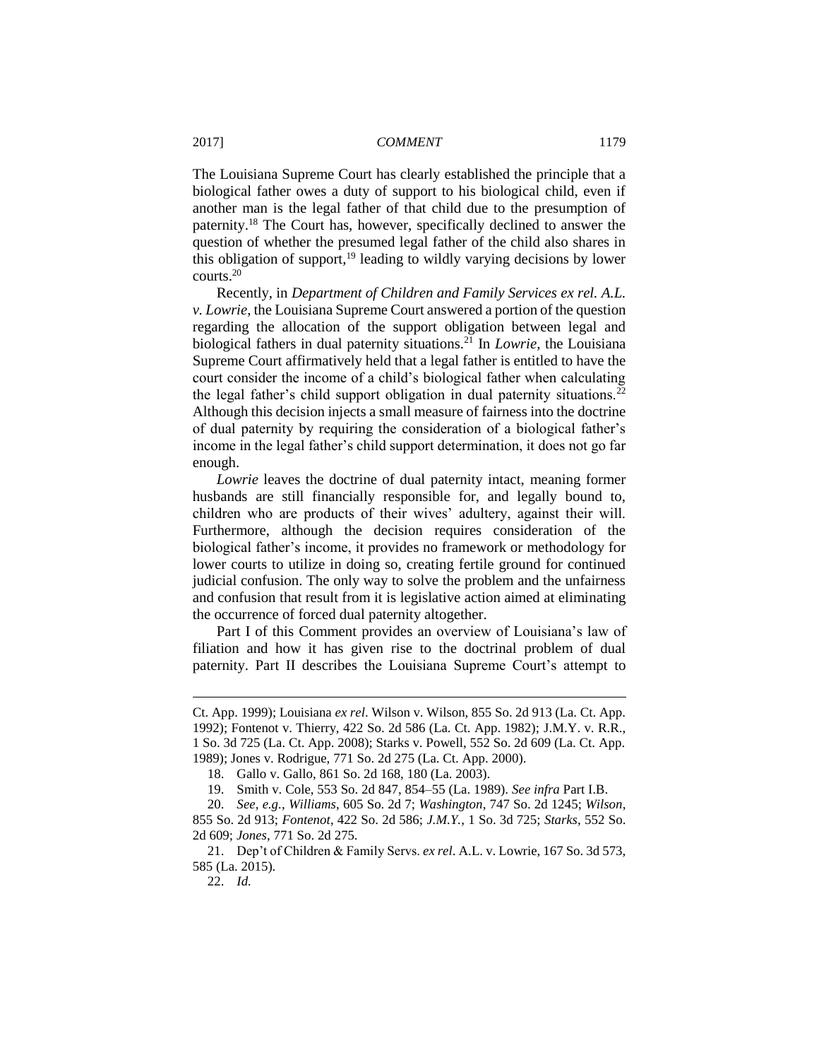The Louisiana Supreme Court has clearly established the principle that a biological father owes a duty of support to his biological child, even if another man is the legal father of that child due to the presumption of paternity.[18] The Court has, however, specifically declined to answer the question of whether the presumed legal father of the child also shares in this obligation of support,[19] leading to wildly varying decisions by lower courts.[20]

Recently, in *Department of Children and Family Services ex rel. A.L. v. Lowrie*, the Louisiana Supreme Court answered a portion of the question regarding the allocation of the support obligation between legal and biological fathers in dual paternity situations.[21] In *Lowrie*, the Louisiana Supreme Court affirmatively held that a legal father is entitled to have the court consider the income of a child's biological father when calculating the legal father's child support obligation in dual paternity situations.[22] Although this decision injects a small measure of fairness into the doctrine of dual paternity by requiring the consideration of a biological father's income in the legal father's child support determination, it does not go far enough.

*Lowrie* leaves the doctrine of dual paternity intact, meaning former husbands are still financially responsible for, and legally bound to, children who are products of their wives' adultery, against their will. Furthermore, although the decision requires consideration of the biological father's income, it provides no framework or methodology for lower courts to utilize in doing so, creating fertile ground for continued judicial confusion. The only way to solve the problem and the unfairness and confusion that result from it is legislative action aimed at eliminating the occurrence of forced dual paternity altogether.

Part I of this Comment provides an overview of Louisiana's law of filiation and how it has given rise to the doctrinal problem of dual paternity. Part II describes the Louisiana Supreme Court's attempt to

---

Ct. App. 1999); Louisiana *ex rel*. Wilson v. Wilson, 855 So. 2d 913 (La. Ct. App. 1992); Fontenot v. Thierry, 422 So. 2d 586 (La. Ct. App. 1982); J.M.Y. v. R.R., 1 So. 3d 725 (La. Ct. App. 2008); Starks v. Powell, 552 So. 2d 609 (La. Ct. App. 1989); Jones v. Rodrigue, 771 So. 2d 275 (La. Ct. App. 2000).

18. Gallo v. Gallo, 861 So. 2d 168, 180 (La. 2003).

19. Smith v. Cole, 553 So. 2d 847, 854–55 (La. 1989). *See infra* Part I.B.

20. *See, e.g.*, *Williams*, 605 So. 2d 7; *Washington*, 747 So. 2d 1245; *Wilson*, 855 So. 2d 913; *Fontenot*, 422 So. 2d 586; *J.M.Y.*, 1 So. 3d 725; *Starks*, 552 So. 2d 609; *Jones*, 771 So. 2d 275.

21. Dep't of Children & Family Servs. *ex rel*. A.L. v. Lowrie, 167 So. 3d 573, 585 (La. 2015).

22. *Id.*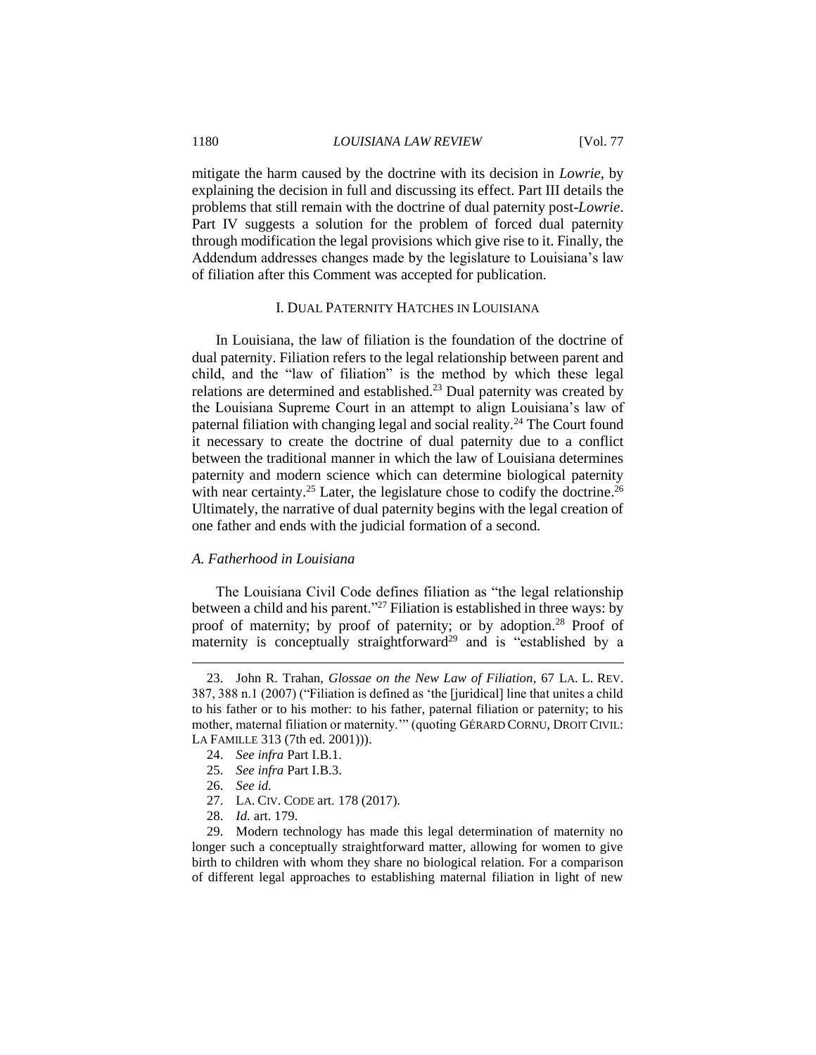mitigate the harm caused by the doctrine with its decision in *Lowrie*, by explaining the decision in full and discussing its effect. Part III details the problems that still remain with the doctrine of dual paternity post-*Lowrie*. Part IV suggests a solution for the problem of forced dual paternity through modification the legal provisions which give rise to it. Finally, the Addendum addresses changes made by the legislature to Louisiana's law of filiation after this Comment was accepted for publication.

## I. DUAL PATERNITY HATCHES IN LOUISIANA

In Louisiana, the law of filiation is the foundation of the doctrine of dual paternity. Filiation refers to the legal relationship between parent and child, and the "law of filiation" is the method by which these legal relations are determined and established.[23] Dual paternity was created by the Louisiana Supreme Court in an attempt to align Louisiana's law of paternal filiation with changing legal and social reality.[24] The Court found it necessary to create the doctrine of dual paternity due to a conflict between the traditional manner in which the law of Louisiana determines paternity and modern science which can determine biological paternity with near certainty.[25] Later, the legislature chose to codify the doctrine.[26] Ultimately, the narrative of dual paternity begins with the legal creation of one father and ends with the judicial formation of a second.

### *A. Fatherhood in Louisiana*

The Louisiana Civil Code defines filiation as "the legal relationship between a child and his parent."[27] Filiation is established in three ways: by proof of maternity; by proof of paternity; or by adoption.[28] Proof of maternity is conceptually straightforward[29] and is "established by a

---

23. John R. Trahan, *Glossae on the New Law of Filiation*, 67 LA. L. REV. 387, 388 n.1 (2007) ("Filiation is defined as 'the [juridical] line that unites a child to his father or to his mother: to his father, paternal filiation or paternity; to his mother, maternal filiation or maternity.'" (quoting GÉRARD CORNU, DROIT CIVIL: LA FAMILLE 313 (7th ed. 2001))).

24. *See infra* Part I.B.1.

25. *See infra* Part I.B.3.

26. *See id.*

27. LA. CIV. CODE art. 178 (2017).

28. *Id.* art. 179.

29. Modern technology has made this legal determination of maternity no longer such a conceptually straightforward matter, allowing for women to give birth to children with whom they share no biological relation. For a comparison of different legal approaches to establishing maternal filiation in light of new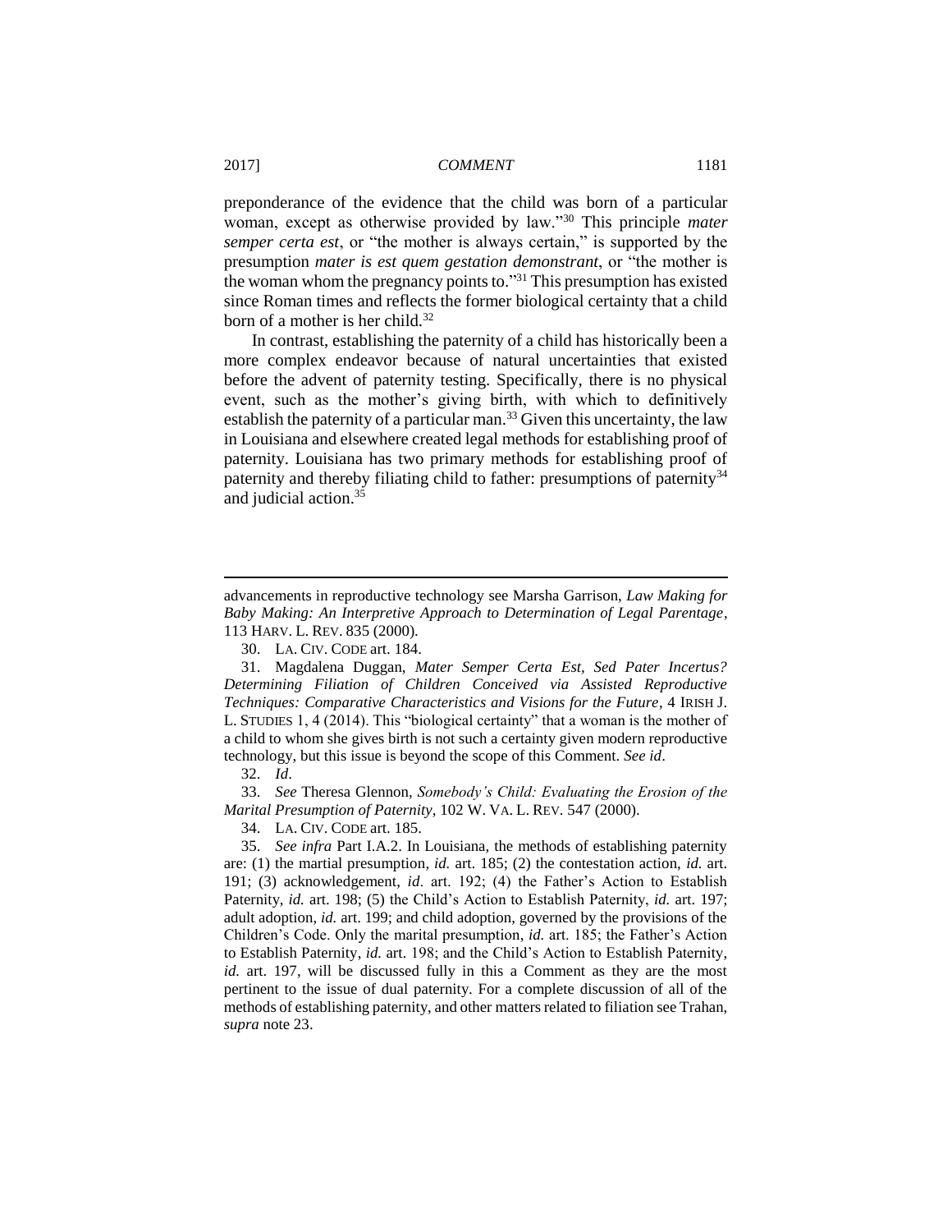preponderance of the evidence that the child was born of a particular woman, except as otherwise provided by law."[30] This principle *mater semper certa est*, or "the mother is always certain," is supported by the presumption *mater is est quem gestation demonstrant*, or "the mother is the woman whom the pregnancy points to."[31] This presumption has existed since Roman times and reflects the former biological certainty that a child born of a mother is her child.[32]

In contrast, establishing the paternity of a child has historically been a more complex endeavor because of natural uncertainties that existed before the advent of paternity testing. Specifically, there is no physical event, such as the mother's giving birth, with which to definitively establish the paternity of a particular man.[33] Given this uncertainty, the law in Louisiana and elsewhere created legal methods for establishing proof of paternity. Louisiana has two primary methods for establishing proof of paternity and thereby filiating child to father: presumptions of paternity[34] and judicial action.[35]

---

advancements in reproductive technology see Marsha Garrison, *Law Making for Baby Making: An Interpretive Approach to Determination of Legal Parentage*, 113 HARV. L. REV. 835 (2000).

30. LA. CIV. CODE art. 184.

31. Magdalena Duggan, *Mater Semper Certa Est, Sed Pater Incertus? Determining Filiation of Children Conceived via Assisted Reproductive Techniques: Comparative Characteristics and Visions for the Future*, 4 IRISH J. L. STUDIES 1, 4 (2014). This "biological certainty" that a woman is the mother of a child to whom she gives birth is not such a certainty given modern reproductive technology, but this issue is beyond the scope of this Comment. *See id*.

32. *Id*.

33. *See* Theresa Glennon, *Somebody's Child: Evaluating the Erosion of the Marital Presumption of Paternity*, 102 W. VA. L. REV. 547 (2000).

34. LA. CIV. CODE art. 185.

35. *See infra* Part I.A.2. In Louisiana, the methods of establishing paternity are: (1) the martial presumption, *id.* art. 185; (2) the contestation action, *id.* art. 191; (3) acknowledgement, *id*. art. 192; (4) the Father's Action to Establish Paternity, *id.* art. 198; (5) the Child's Action to Establish Paternity, *id.* art. 197; adult adoption, *id.* art. 199; and child adoption, governed by the provisions of the Children's Code. Only the marital presumption, *id.* art. 185; the Father's Action to Establish Paternity, *id.* art. 198; and the Child's Action to Establish Paternity, *id.* art. 197, will be discussed fully in this a Comment as they are the most pertinent to the issue of dual paternity. For a complete discussion of all of the methods of establishing paternity, and other matters related to filiation see Trahan, *supra* note 23.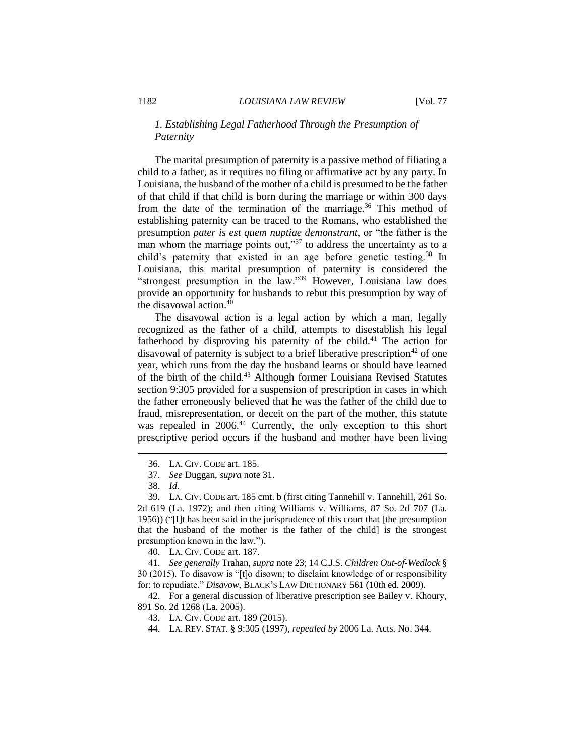### *1. Establishing Legal Fatherhood Through the Presumption of Paternity*

The marital presumption of paternity is a passive method of filiating a child to a father, as it requires no filing or affirmative act by any party. In Louisiana, the husband of the mother of a child is presumed to be the father of that child if that child is born during the marriage or within 300 days from the date of the termination of the marriage.[36] This method of establishing paternity can be traced to the Romans, who established the presumption *pater is est quem nuptiae demonstrant*, or "the father is the man whom the marriage points out,"[37] to address the uncertainty as to a child's paternity that existed in an age before genetic testing.[38] In Louisiana, this marital presumption of paternity is considered the "strongest presumption in the law."[39] However, Louisiana law does provide an opportunity for husbands to rebut this presumption by way of the disavowal action.[40]

The disavowal action is a legal action by which a man, legally recognized as the father of a child, attempts to disestablish his legal fatherhood by disproving his paternity of the child.[41] The action for disavowal of paternity is subject to a brief liberative prescription[42] of one year, which runs from the day the husband learns or should have learned of the birth of the child.[43] Although former Louisiana Revised Statutes section 9:305 provided for a suspension of prescription in cases in which the father erroneously believed that he was the father of the child due to fraud, misrepresentation, or deceit on the part of the mother, this statute was repealed in 2006.[44] Currently, the only exception to this short prescriptive period occurs if the husband and mother have been living

---

36. LA. CIV. CODE art. 185.

37. *See* Duggan, *supra* note 31.

38. *Id.*

39. LA. CIV. CODE art. 185 cmt. b (first citing Tannehill v. Tannehill, 261 So. 2d 619 (La. 1972); and then citing Williams v. Williams, 87 So. 2d 707 (La. 1956)) ("[I]t has been said in the jurisprudence of this court that [the presumption that the husband of the mother is the father of the child] is the strongest presumption known in the law.").

40. LA. CIV. CODE art. 187.

41. *See generally* Trahan, *supra* note 23; 14 C.J.S. *Children Out-of-Wedlock* § 30 (2015). To disavow is "[t]o disown; to disclaim knowledge of or responsibility for; to repudiate." *Disavow*, BLACK'S LAW DICTIONARY 561 (10th ed. 2009).

42. For a general discussion of liberative prescription see Bailey v. Khoury, 891 So. 2d 1268 (La. 2005).

43. LA. CIV. CODE art. 189 (2015).

44. LA. REV. STAT. § 9:305 (1997), *repealed by* 2006 La. Acts. No. 344.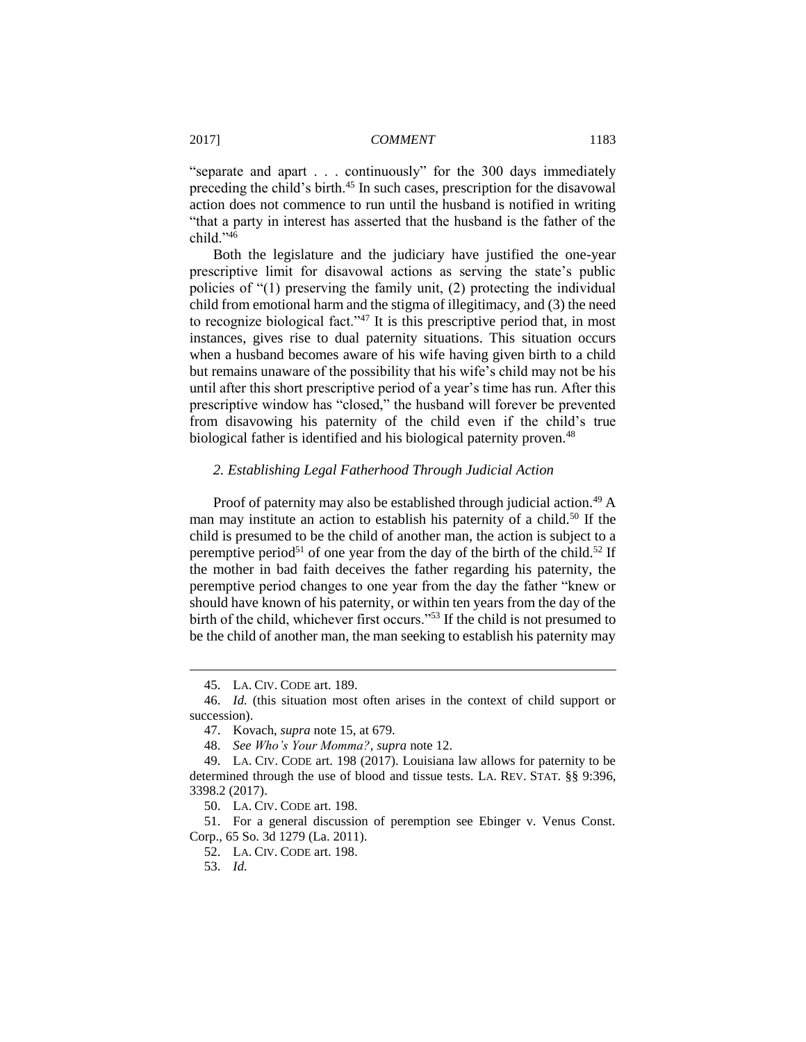"separate and apart . . . continuously" for the 300 days immediately preceding the child's birth.[45] In such cases, prescription for the disavowal action does not commence to run until the husband is notified in writing "that a party in interest has asserted that the husband is the father of the child."[46]

Both the legislature and the judiciary have justified the one-year prescriptive limit for disavowal actions as serving the state's public policies of "(1) preserving the family unit, (2) protecting the individual child from emotional harm and the stigma of illegitimacy, and (3) the need to recognize biological fact."[47] It is this prescriptive period that, in most instances, gives rise to dual paternity situations. This situation occurs when a husband becomes aware of his wife having given birth to a child but remains unaware of the possibility that his wife's child may not be his until after this short prescriptive period of a year's time has run. After this prescriptive window has "closed," the husband will forever be prevented from disavowing his paternity of the child even if the child's true biological father is identified and his biological paternity proven.[48]

### *2. Establishing Legal Fatherhood Through Judicial Action*

Proof of paternity may also be established through judicial action.[49] A man may institute an action to establish his paternity of a child.[50] If the child is presumed to be the child of another man, the action is subject to a peremptive period[51] of one year from the day of the birth of the child.[52] If the mother in bad faith deceives the father regarding his paternity, the peremptive period changes to one year from the day the father "knew or should have known of his paternity, or within ten years from the day of the birth of the child, whichever first occurs."[53] If the child is not presumed to be the child of another man, the man seeking to establish his paternity may

---

45. LA. CIV. CODE art. 189.

46. *Id.* (this situation most often arises in the context of child support or succession).

47. Kovach, *supra* note 15, at 679.

48. *See Who's Your Momma?*, *supra* note 12.

49. LA. CIV. CODE art. 198 (2017). Louisiana law allows for paternity to be determined through the use of blood and tissue tests. LA. REV. STAT. §§ 9:396, 3398.2 (2017).

50. LA. CIV. CODE art. 198.

51. For a general discussion of peremption see Ebinger v. Venus Const. Corp., 65 So. 3d 1279 (La. 2011).

52. LA. CIV. CODE art. 198.

53. *Id.*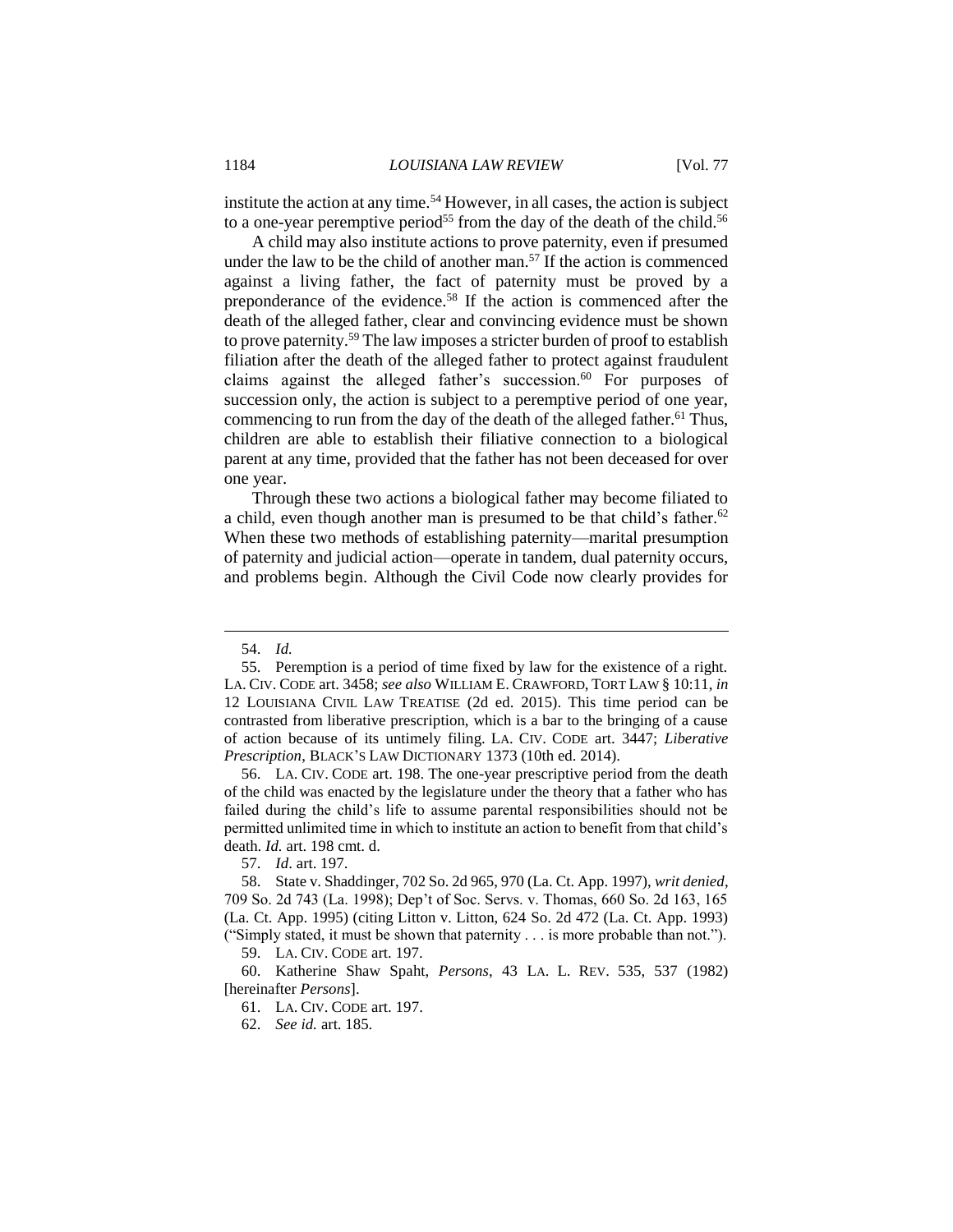institute the action at any time.[54] However, in all cases, the action is subject to a one-year peremptive period[55] from the day of the death of the child.[56]

A child may also institute actions to prove paternity, even if presumed under the law to be the child of another man.[57] If the action is commenced against a living father, the fact of paternity must be proved by a preponderance of the evidence.[58] If the action is commenced after the death of the alleged father, clear and convincing evidence must be shown to prove paternity.[59] The law imposes a stricter burden of proof to establish filiation after the death of the alleged father to protect against fraudulent claims against the alleged father's succession.[60] For purposes of succession only, the action is subject to a peremptive period of one year, commencing to run from the day of the death of the alleged father.[61] Thus, children are able to establish their filiative connection to a biological parent at any time, provided that the father has not been deceased for over one year.

Through these two actions a biological father may become filiated to a child, even though another man is presumed to be that child's father.[62] When these two methods of establishing paternity—marital presumption of paternity and judicial action—operate in tandem, dual paternity occurs, and problems begin. Although the Civil Code now clearly provides for

---

54. *Id.*

55. Peremption is a period of time fixed by law for the existence of a right. LA. CIV. CODE art. 3458; *see also* WILLIAM E. CRAWFORD, TORT LAW § 10:11, *in* 12 LOUISIANA CIVIL LAW TREATISE (2d ed. 2015). This time period can be contrasted from liberative prescription, which is a bar to the bringing of a cause of action because of its untimely filing. LA. CIV. CODE art. 3447; *Liberative Prescription*, BLACK'S LAW DICTIONARY 1373 (10th ed. 2014).

56. LA. CIV. CODE art. 198. The one-year prescriptive period from the death of the child was enacted by the legislature under the theory that a father who has failed during the child's life to assume parental responsibilities should not be permitted unlimited time in which to institute an action to benefit from that child's death. *Id.* art. 198 cmt. d.

57. *Id*. art. 197.

58. State v. Shaddinger, 702 So. 2d 965, 970 (La. Ct. App. 1997), *writ denied*, 709 So. 2d 743 (La. 1998); Dep't of Soc. Servs. v. Thomas, 660 So. 2d 163, 165 (La. Ct. App. 1995) (citing Litton v. Litton, 624 So. 2d 472 (La. Ct. App. 1993) ("Simply stated, it must be shown that paternity . . . is more probable than not.").

59. LA. CIV. CODE art. 197.

60. Katherine Shaw Spaht, *Persons*, 43 LA. L. REV. 535, 537 (1982) [hereinafter *Persons*].

61. LA. CIV. CODE art. 197.

62. *See id.* art. 185.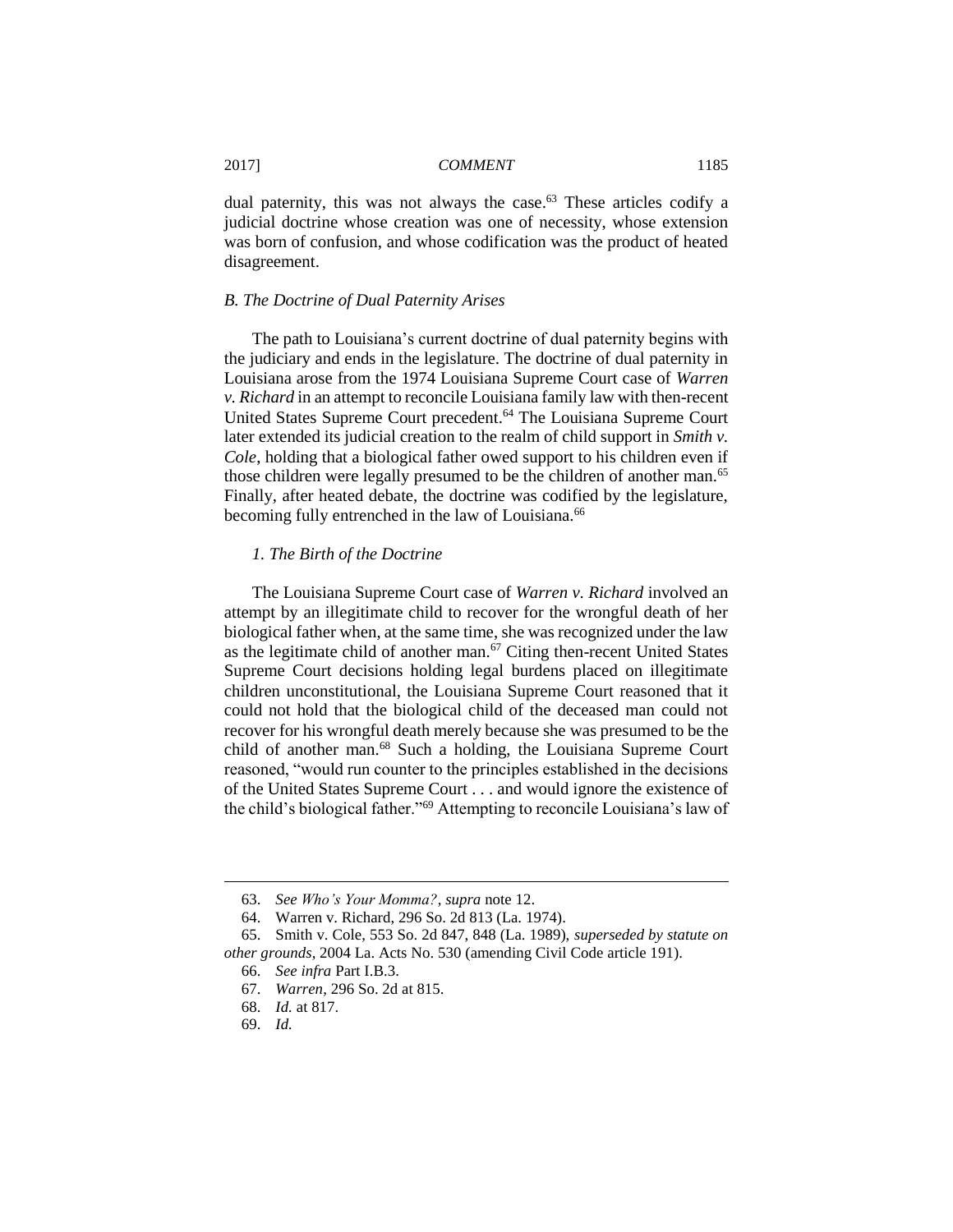dual paternity, this was not always the case.[63] These articles codify a judicial doctrine whose creation was one of necessity, whose extension was born of confusion, and whose codification was the product of heated disagreement.

### *B. The Doctrine of Dual Paternity Arises*

The path to Louisiana's current doctrine of dual paternity begins with the judiciary and ends in the legislature. The doctrine of dual paternity in Louisiana arose from the 1974 Louisiana Supreme Court case of *Warren v. Richard* in an attempt to reconcile Louisiana family law with then-recent United States Supreme Court precedent.[64] The Louisiana Supreme Court later extended its judicial creation to the realm of child support in *Smith v. Cole*, holding that a biological father owed support to his children even if those children were legally presumed to be the children of another man.[65] Finally, after heated debate, the doctrine was codified by the legislature, becoming fully entrenched in the law of Louisiana.[66]

#### *1. The Birth of the Doctrine*

The Louisiana Supreme Court case of *Warren v. Richard* involved an attempt by an illegitimate child to recover for the wrongful death of her biological father when, at the same time, she was recognized under the law as the legitimate child of another man.[67] Citing then-recent United States Supreme Court decisions holding legal burdens placed on illegitimate children unconstitutional, the Louisiana Supreme Court reasoned that it could not hold that the biological child of the deceased man could not recover for his wrongful death merely because she was presumed to be the child of another man.[68] Such a holding, the Louisiana Supreme Court reasoned, "would run counter to the principles established in the decisions of the United States Supreme Court . . . and would ignore the existence of the child's biological father."[69] Attempting to reconcile Louisiana's law of

---

63. *See Who's Your Momma?*, *supra* note 12.

64. Warren v. Richard, 296 So. 2d 813 (La. 1974).

65. Smith v. Cole, 553 So. 2d 847, 848 (La. 1989), *superseded by statute on other grounds*, 2004 La. Acts No. 530 (amending Civil Code article 191).

66. *See infra* Part I.B.3.

67. *Warren*, 296 So. 2d at 815.

68. *Id.* at 817.

69. *Id.*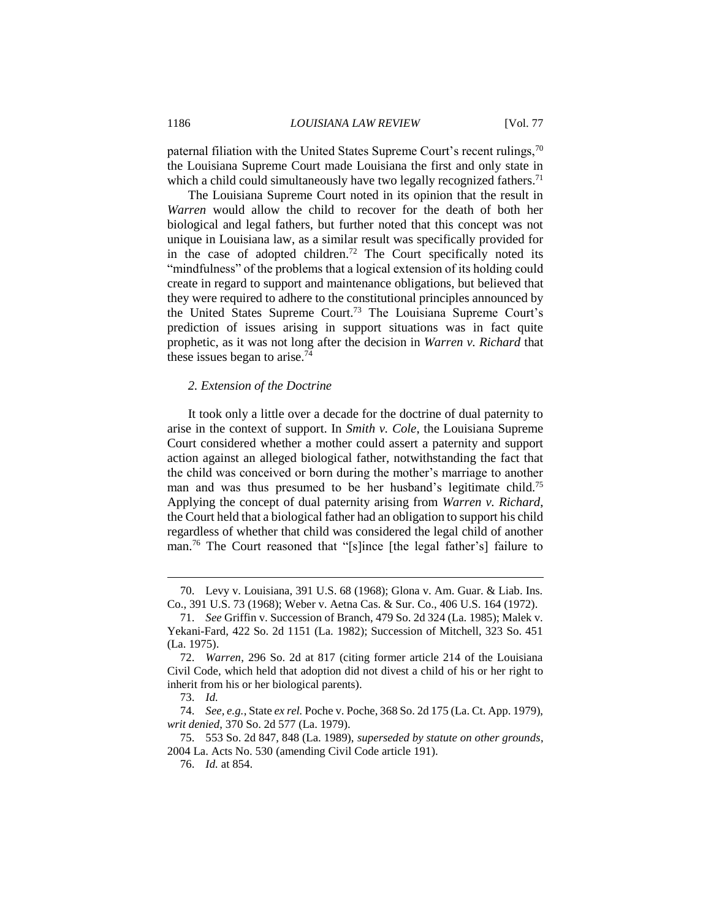paternal filiation with the United States Supreme Court's recent rulings,[70] the Louisiana Supreme Court made Louisiana the first and only state in which a child could simultaneously have two legally recognized fathers.[71]

The Louisiana Supreme Court noted in its opinion that the result in *Warren* would allow the child to recover for the death of both her biological and legal fathers, but further noted that this concept was not unique in Louisiana law, as a similar result was specifically provided for in the case of adopted children.[72] The Court specifically noted its "mindfulness" of the problems that a logical extension of its holding could create in regard to support and maintenance obligations, but believed that they were required to adhere to the constitutional principles announced by the United States Supreme Court.[73] The Louisiana Supreme Court's prediction of issues arising in support situations was in fact quite prophetic, as it was not long after the decision in *Warren v. Richard* that these issues began to arise.[74]

### *2. Extension of the Doctrine*

It took only a little over a decade for the doctrine of dual paternity to arise in the context of support. In *Smith v. Cole*, the Louisiana Supreme Court considered whether a mother could assert a paternity and support action against an alleged biological father, notwithstanding the fact that the child was conceived or born during the mother's marriage to another man and was thus presumed to be her husband's legitimate child.[75] Applying the concept of dual paternity arising from *Warren v. Richard*, the Court held that a biological father had an obligation to support his child regardless of whether that child was considered the legal child of another man.[76] The Court reasoned that "[s]ince [the legal father's] failure to

---

70. Levy v. Louisiana, 391 U.S. 68 (1968); Glona v. Am. Guar. & Liab. Ins. Co., 391 U.S. 73 (1968); Weber v. Aetna Cas. & Sur. Co., 406 U.S. 164 (1972).

71. *See* Griffin v. Succession of Branch, 479 So. 2d 324 (La. 1985); Malek v. Yekani-Fard, 422 So. 2d 1151 (La. 1982); Succession of Mitchell, 323 So. 451 (La. 1975).

72. *Warren*, 296 So. 2d at 817 (citing former article 214 of the Louisiana Civil Code, which held that adoption did not divest a child of his or her right to inherit from his or her biological parents).

73. *Id.*

74. *See, e.g.*, State *ex rel.* Poche v. Poche, 368 So. 2d 175 (La. Ct. App. 1979), *writ denied*, 370 So. 2d 577 (La. 1979).

75. 553 So. 2d 847, 848 (La. 1989), *superseded by statute on other grounds*, 2004 La. Acts No. 530 (amending Civil Code article 191).

76. *Id.* at 854.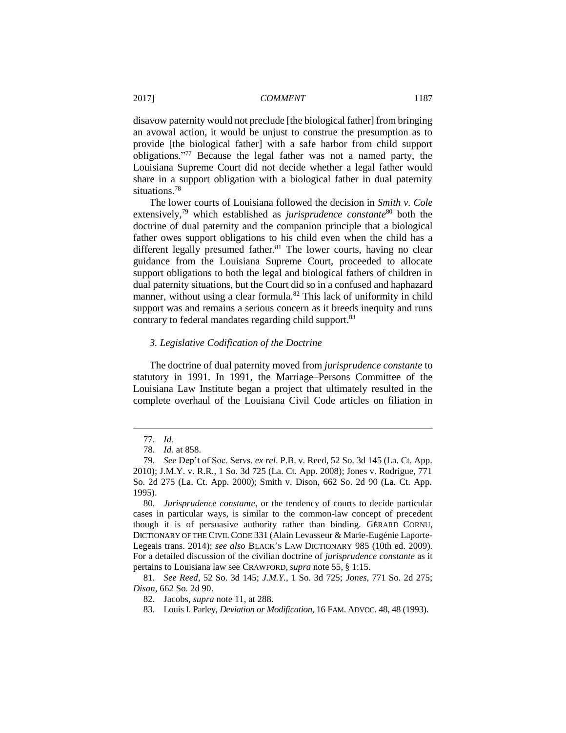disavow paternity would not preclude [the biological father] from bringing an avowal action, it would be unjust to construe the presumption as to provide [the biological father] with a safe harbor from child support obligations."[77] Because the legal father was not a named party, the Louisiana Supreme Court did not decide whether a legal father would share in a support obligation with a biological father in dual paternity situations.[78]

The lower courts of Louisiana followed the decision in *Smith v. Cole* extensively,[79] which established as *jurisprudence constante*[80] both the doctrine of dual paternity and the companion principle that a biological father owes support obligations to his child even when the child has a different legally presumed father.[81] The lower courts, having no clear guidance from the Louisiana Supreme Court, proceeded to allocate support obligations to both the legal and biological fathers of children in dual paternity situations, but the Court did so in a confused and haphazard manner, without using a clear formula.[82] This lack of uniformity in child support was and remains a serious concern as it breeds inequity and runs contrary to federal mandates regarding child support.[83]

### *3. Legislative Codification of the Doctrine*

The doctrine of dual paternity moved from *jurisprudence constante* to statutory in 1991. In 1991, the Marriage–Persons Committee of the Louisiana Law Institute began a project that ultimately resulted in the complete overhaul of the Louisiana Civil Code articles on filiation in

---

77. *Id.*

78. *Id.* at 858.

79. *See* Dep't of Soc. Servs. *ex rel*. P.B. v. Reed, 52 So. 3d 145 (La. Ct. App. 2010); J.M.Y. v. R.R., 1 So. 3d 725 (La. Ct. App. 2008); Jones v. Rodrigue, 771 So. 2d 275 (La. Ct. App. 2000); Smith v. Dison, 662 So. 2d 90 (La. Ct. App. 1995).

80. *Jurisprudence constante*, or the tendency of courts to decide particular cases in particular ways, is similar to the common-law concept of precedent though it is of persuasive authority rather than binding. GÉRARD CORNU, DICTIONARY OF THE CIVIL CODE 331 (Alain Levasseur & Marie-Eugénie Laporte-Legeais trans. 2014); *see also* BLACK'S LAW DICTIONARY 985 (10th ed. 2009). For a detailed discussion of the civilian doctrine of *jurisprudence constante* as it pertains to Louisiana law see CRAWFORD, *supra* note 55, § 1:15.

81. *See Reed*, 52 So. 3d 145; *J.M.Y.*, 1 So. 3d 725; *Jones*, 771 So. 2d 275; *Dison*, 662 So. 2d 90.

82. Jacobs, *supra* note 11, at 288.

83. Louis I. Parley, *Deviation or Modification*, 16 FAM. ADVOC. 48, 48 (1993).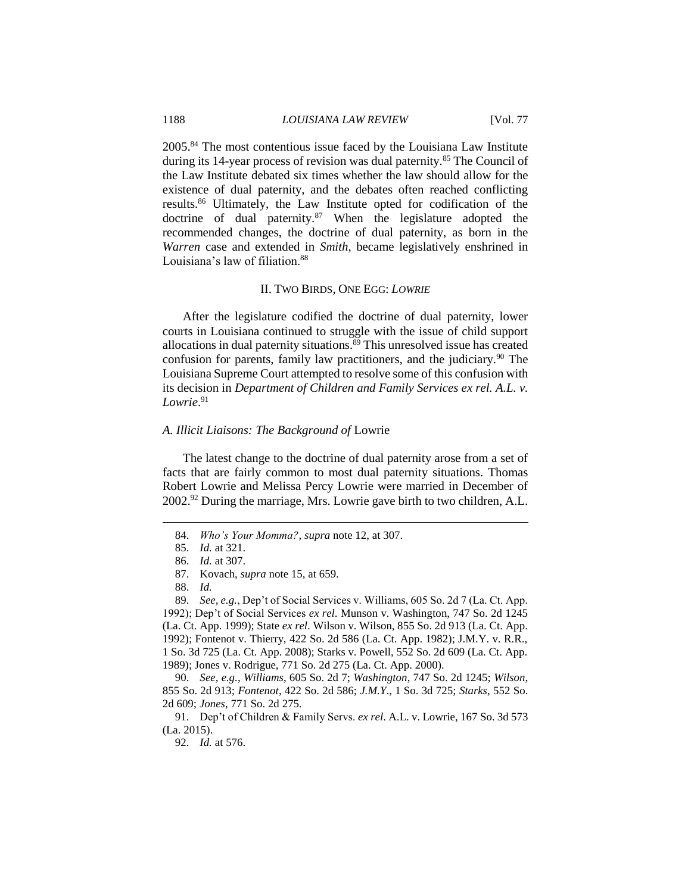2005.[84] The most contentious issue faced by the Louisiana Law Institute during its 14-year process of revision was dual paternity.[85] The Council of the Law Institute debated six times whether the law should allow for the existence of dual paternity, and the debates often reached conflicting results.[86] Ultimately, the Law Institute opted for codification of the doctrine of dual paternity.[87] When the legislature adopted the recommended changes, the doctrine of dual paternity, as born in the *Warren* case and extended in *Smith*, became legislatively enshrined in Louisiana's law of filiation.[88]

## II. TWO BIRDS, ONE EGG: *LOWRIE*

After the legislature codified the doctrine of dual paternity, lower courts in Louisiana continued to struggle with the issue of child support allocations in dual paternity situations.[89] This unresolved issue has created confusion for parents, family law practitioners, and the judiciary.[90] The Louisiana Supreme Court attempted to resolve some of this confusion with its decision in *Department of Children and Family Services ex rel. A.L. v. Lowrie*.[91]

### *A. Illicit Liaisons: The Background of* Lowrie

The latest change to the doctrine of dual paternity arose from a set of facts that are fairly common to most dual paternity situations. Thomas Robert Lowrie and Melissa Percy Lowrie were married in December of 2002.[92] During the marriage, Mrs. Lowrie gave birth to two children, A.L.

---

84. *Who's Your Momma?*, *supra* note 12, at 307.

85. *Id.* at 321.

86. *Id.* at 307.

87. Kovach, *supra* note 15, at 659.

88. *Id.*

89. *See, e.g.*, Dep't of Social Services v. Williams, 605 So. 2d 7 (La. Ct. App. 1992); Dep't of Social Services *ex rel.* Munson v. Washington, 747 So. 2d 1245 (La. Ct. App. 1999); State *ex rel.* Wilson v. Wilson, 855 So. 2d 913 (La. Ct. App. 1992); Fontenot v. Thierry, 422 So. 2d 586 (La. Ct. App. 1982); J.M.Y. v. R.R., 1 So. 3d 725 (La. Ct. App. 2008); Starks v. Powell, 552 So. 2d 609 (La. Ct. App. 1989); Jones v. Rodrigue, 771 So. 2d 275 (La. Ct. App. 2000).

90. *See, e.g.*, *Williams*, 605 So. 2d 7; *Washington*, 747 So. 2d 1245; *Wilson*, 855 So. 2d 913; *Fontenot*, 422 So. 2d 586; *J.M.Y.*, 1 So. 3d 725; *Starks*, 552 So. 2d 609; *Jones*, 771 So. 2d 275.

91. Dep't of Children & Family Servs. *ex rel*. A.L. v. Lowrie, 167 So. 3d 573 (La. 2015).

92. *Id.* at 576.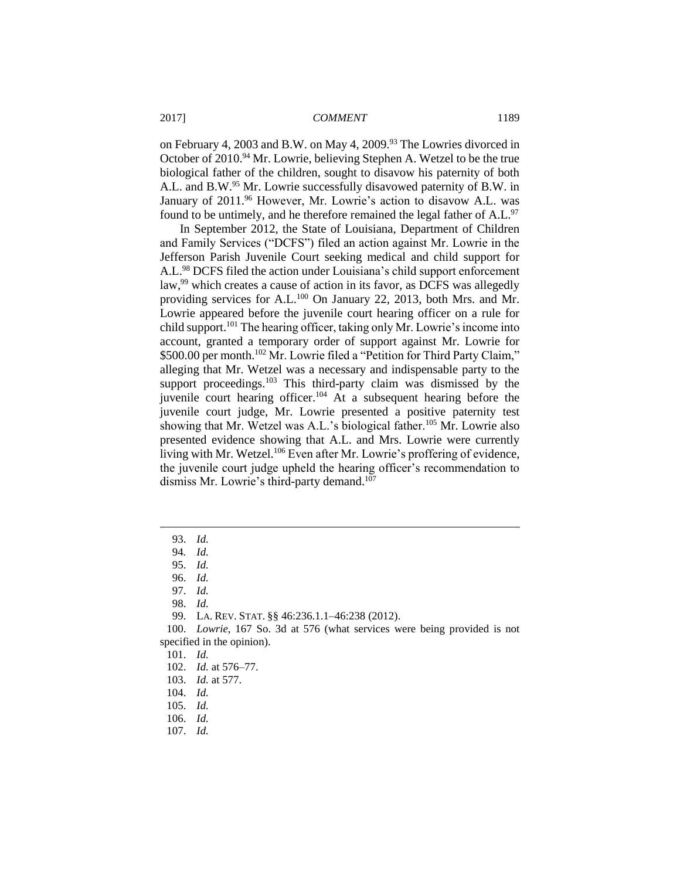on February 4, 2003 and B.W. on May 4, 2009.[93] The Lowries divorced in October of 2010.[94] Mr. Lowrie, believing Stephen A. Wetzel to be the true biological father of the children, sought to disavow his paternity of both A.L. and B.W.[95] Mr. Lowrie successfully disavowed paternity of B.W. in January of 2011.[96] However, Mr. Lowrie's action to disavow A.L. was found to be untimely, and he therefore remained the legal father of A.L.[97]

In September 2012, the State of Louisiana, Department of Children and Family Services ("DCFS") filed an action against Mr. Lowrie in the Jefferson Parish Juvenile Court seeking medical and child support for A.L.[98] DCFS filed the action under Louisiana's child support enforcement law,[99] which creates a cause of action in its favor, as DCFS was allegedly providing services for A.L.[100] On January 22, 2013, both Mrs. and Mr. Lowrie appeared before the juvenile court hearing officer on a rule for child support.[101] The hearing officer, taking only Mr. Lowrie's income into account, granted a temporary order of support against Mr. Lowrie for $500.00 per month.[102] Mr. Lowrie filed a "Petition for Third Party Claim," alleging that Mr. Wetzel was a necessary and indispensable party to the support proceedings.[103] This third-party claim was dismissed by the juvenile court hearing officer.[104] At a subsequent hearing before the juvenile court judge, Mr. Lowrie presented a positive paternity test showing that Mr. Wetzel was A.L.'s biological father.[105] Mr. Lowrie also presented evidence showing that A.L. and Mrs. Lowrie were currently living with Mr. Wetzel.[106] Even after Mr. Lowrie's proffering of evidence, the juvenile court judge upheld the hearing officer's recommendation to dismiss Mr. Lowrie's third-party demand.[107]

---

93. *Id.*
94. *Id.*
95. *Id.*
96. *Id.*
97. *Id.*
98. *Id.*
99. LA. REV. STAT. §§ 46:236.1.1–46:238 (2012).
100. *Lowrie*, 167 So. 3d at 576 (what services were being provided is not specified in the opinion).
101. *Id.*
102. *Id.* at 576–77.
103. *Id.* at 577.
104. *Id.*
105. *Id.*
106. *Id.*
107. *Id.*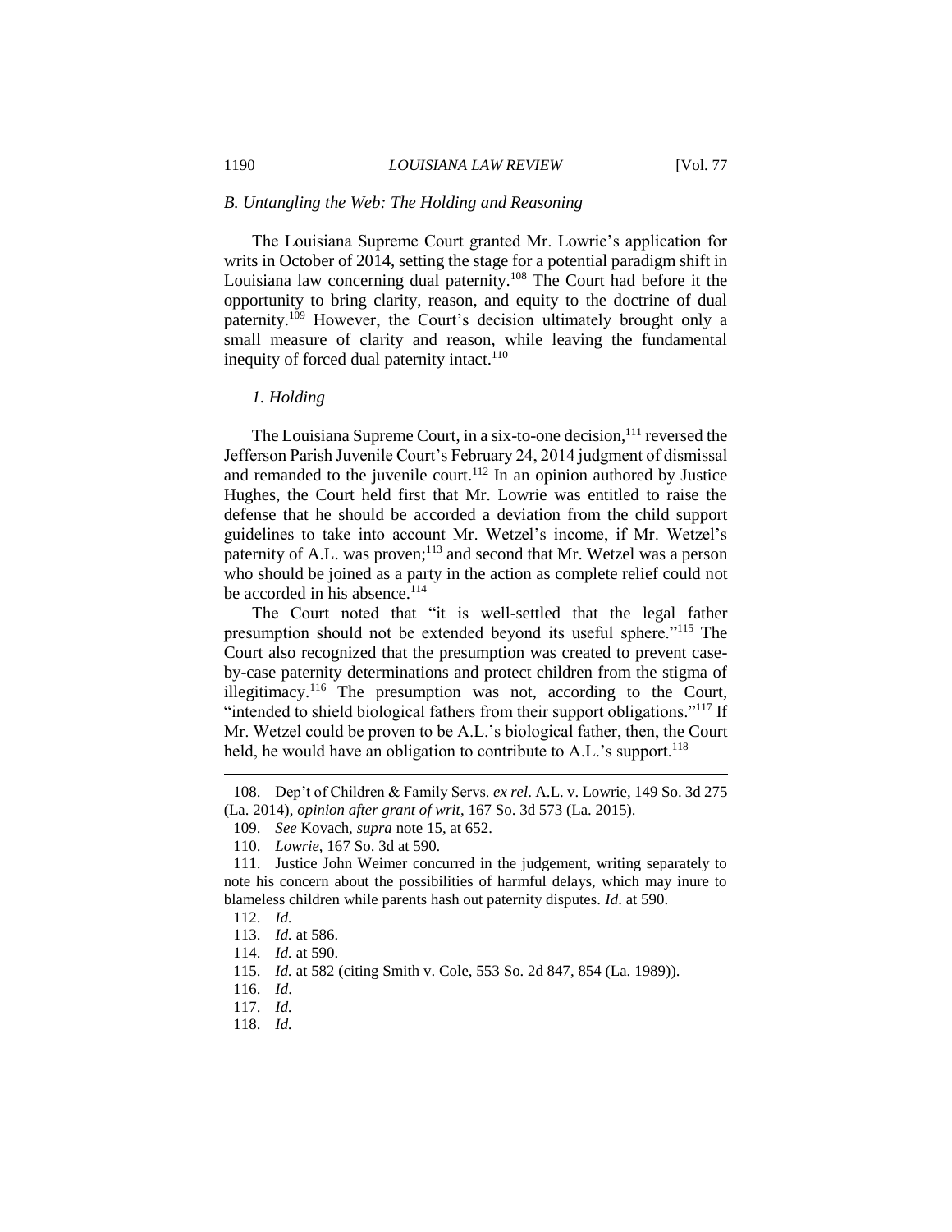### *B. Untangling the Web: The Holding and Reasoning*

The Louisiana Supreme Court granted Mr. Lowrie's application for writs in October of 2014, setting the stage for a potential paradigm shift in Louisiana law concerning dual paternity.[108] The Court had before it the opportunity to bring clarity, reason, and equity to the doctrine of dual paternity.[109] However, the Court's decision ultimately brought only a small measure of clarity and reason, while leaving the fundamental inequity of forced dual paternity intact.[110]

#### *1. Holding*

The Louisiana Supreme Court, in a six-to-one decision,[111] reversed the Jefferson Parish Juvenile Court's February 24, 2014 judgment of dismissal and remanded to the juvenile court.[112] In an opinion authored by Justice Hughes, the Court held first that Mr. Lowrie was entitled to raise the defense that he should be accorded a deviation from the child support guidelines to take into account Mr. Wetzel's income, if Mr. Wetzel's paternity of A.L. was proven;[113] and second that Mr. Wetzel was a person who should be joined as a party in the action as complete relief could not be accorded in his absence.[114]

The Court noted that "it is well-settled that the legal father presumption should not be extended beyond its useful sphere."[115] The Court also recognized that the presumption was created to prevent case-by-case paternity determinations and protect children from the stigma of illegitimacy.[116] The presumption was not, according to the Court, "intended to shield biological fathers from their support obligations."[117] If Mr. Wetzel could be proven to be A.L.'s biological father, then, the Court held, he would have an obligation to contribute to A.L.'s support.[118]

---

108. Dep't of Children & Family Servs. *ex rel*. A.L. v. Lowrie, 149 So. 3d 275 (La. 2014), *opinion after grant of writ*, 167 So. 3d 573 (La. 2015).

109. *See* Kovach, *supra* note 15, at 652.

110. *Lowrie*, 167 So. 3d at 590.

111. Justice John Weimer concurred in the judgement, writing separately to note his concern about the possibilities of harmful delays, which may inure to blameless children while parents hash out paternity disputes. *Id*. at 590.

112. *Id.*

113. *Id.* at 586.

114. *Id.* at 590.

115. *Id.* at 582 (citing Smith v. Cole, 553 So. 2d 847, 854 (La. 1989)).

116. *Id*.

117. *Id.*

118. *Id.*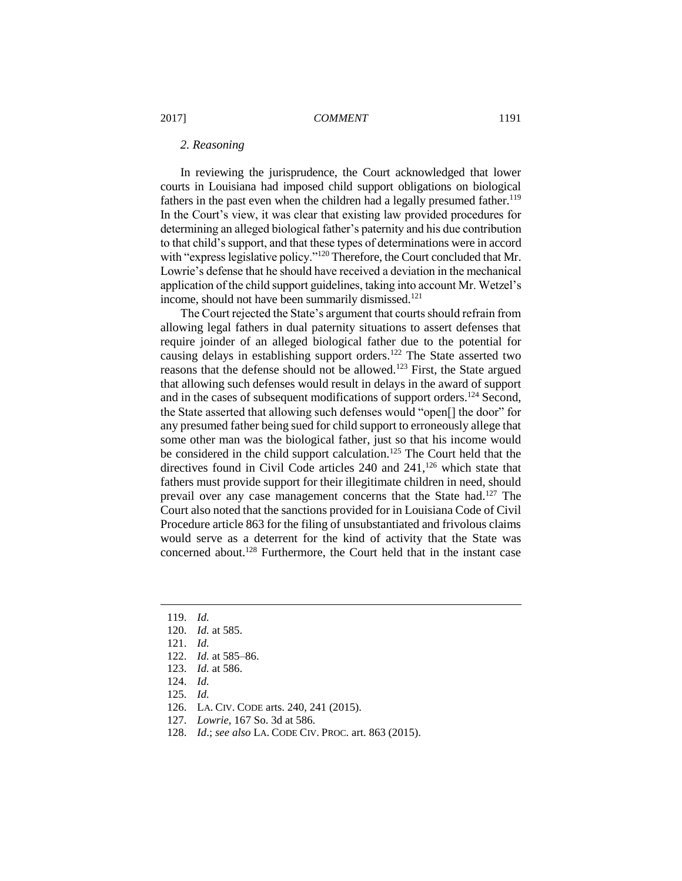### *2. Reasoning*

In reviewing the jurisprudence, the Court acknowledged that lower courts in Louisiana had imposed child support obligations on biological fathers in the past even when the children had a legally presumed father.[119] In the Court's view, it was clear that existing law provided procedures for determining an alleged biological father's paternity and his due contribution to that child's support, and that these types of determinations were in accord with "express legislative policy."[120] Therefore, the Court concluded that Mr. Lowrie's defense that he should have received a deviation in the mechanical application of the child support guidelines, taking into account Mr. Wetzel's income, should not have been summarily dismissed.[121]

The Court rejected the State's argument that courts should refrain from allowing legal fathers in dual paternity situations to assert defenses that require joinder of an alleged biological father due to the potential for causing delays in establishing support orders.[122] The State asserted two reasons that the defense should not be allowed.[123] First, the State argued that allowing such defenses would result in delays in the award of support and in the cases of subsequent modifications of support orders.[124] Second, the State asserted that allowing such defenses would "open[] the door" for any presumed father being sued for child support to erroneously allege that some other man was the biological father, just so that his income would be considered in the child support calculation.[125] The Court held that the directives found in Civil Code articles 240 and 241,[126] which state that fathers must provide support for their illegitimate children in need, should prevail over any case management concerns that the State had.[127] The Court also noted that the sanctions provided for in Louisiana Code of Civil Procedure article 863 for the filing of unsubstantiated and frivolous claims would serve as a deterrent for the kind of activity that the State was concerned about.[128] Furthermore, the Court held that in the instant case

---

119. *Id.*
120. *Id.* at 585.
121. *Id.*
122. *Id.* at 585–86.
123. *Id.* at 586.
124. *Id.*
125. *Id.*
126. LA. CIV. CODE arts. 240, 241 (2015).
127. *Lowrie*, 167 So. 3d at 586.
128. *Id.*; *see also* LA. CODE CIV. PROC. art. 863 (2015).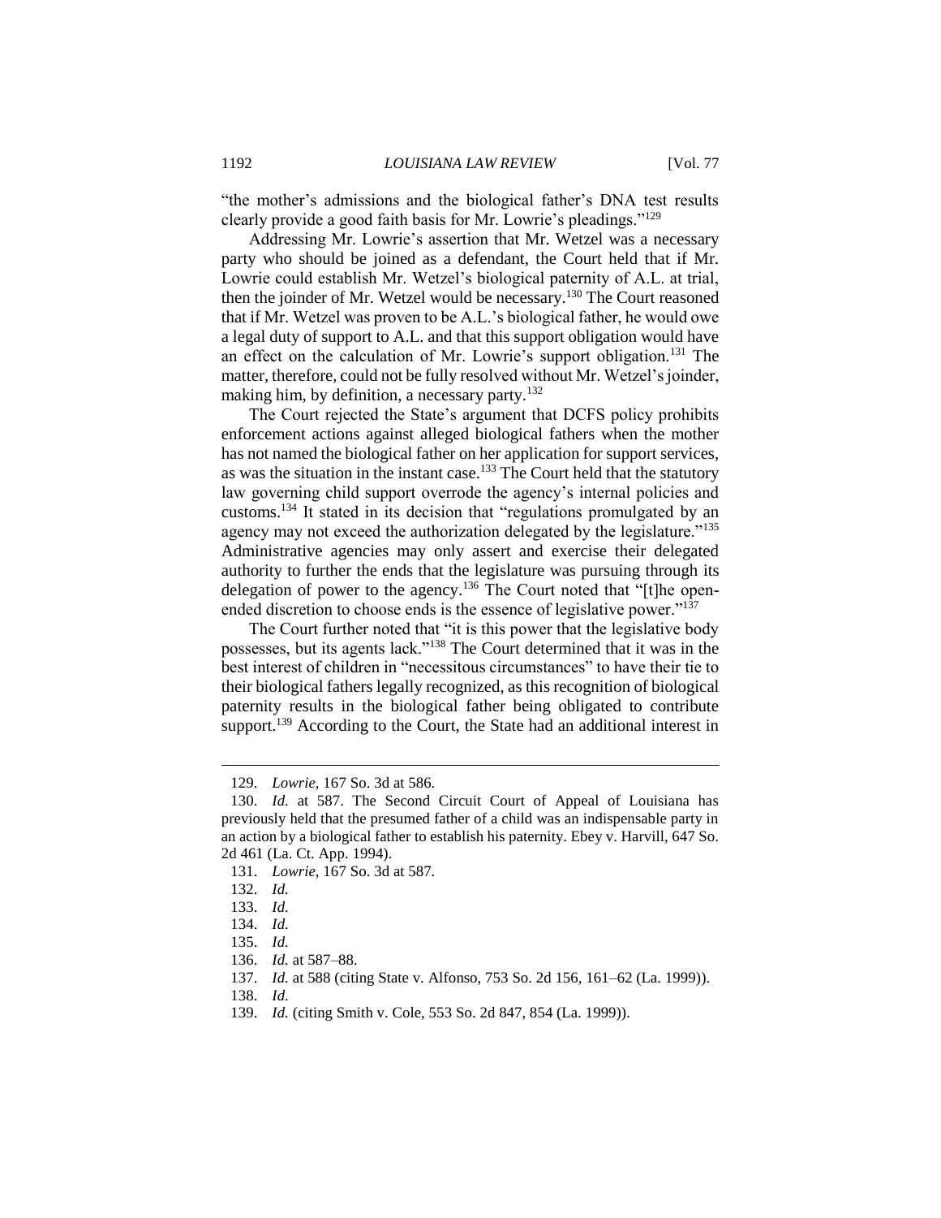"the mother's admissions and the biological father's DNA test results clearly provide a good faith basis for Mr. Lowrie's pleadings."[129]

Addressing Mr. Lowrie's assertion that Mr. Wetzel was a necessary party who should be joined as a defendant, the Court held that if Mr. Lowrie could establish Mr. Wetzel's biological paternity of A.L. at trial, then the joinder of Mr. Wetzel would be necessary.[130] The Court reasoned that if Mr. Wetzel was proven to be A.L.'s biological father, he would owe a legal duty of support to A.L. and that this support obligation would have an effect on the calculation of Mr. Lowrie's support obligation.[131] The matter, therefore, could not be fully resolved without Mr. Wetzel's joinder, making him, by definition, a necessary party.[132]

The Court rejected the State's argument that DCFS policy prohibits enforcement actions against alleged biological fathers when the mother has not named the biological father on her application for support services, as was the situation in the instant case.[133] The Court held that the statutory law governing child support overrode the agency's internal policies and customs.[134] It stated in its decision that "regulations promulgated by an agency may not exceed the authorization delegated by the legislature."[135] Administrative agencies may only assert and exercise their delegated authority to further the ends that the legislature was pursuing through its delegation of power to the agency.[136] The Court noted that "[t]he open-ended discretion to choose ends is the essence of legislative power."[137]

The Court further noted that "it is this power that the legislative body possesses, but its agents lack."[138] The Court determined that it was in the best interest of children in "necessitous circumstances" to have their tie to their biological fathers legally recognized, as this recognition of biological paternity results in the biological father being obligated to contribute support.[139] According to the Court, the State had an additional interest in

---

129. *Lowrie*, 167 So. 3d at 586.

130. *Id.* at 587. The Second Circuit Court of Appeal of Louisiana has previously held that the presumed father of a child was an indispensable party in an action by a biological father to establish his paternity. Ebey v. Harvill, 647 So. 2d 461 (La. Ct. App. 1994).

131. *Lowrie*, 167 So. 3d at 587.

132. *Id.*

133. *Id.*

134. *Id.*

135. *Id.*

136. *Id.* at 587–88.

137. *Id.* at 588 (citing State v. Alfonso, 753 So. 2d 156, 161–62 (La. 1999)).

138. *Id.*

139. *Id.* (citing Smith v. Cole, 553 So. 2d 847, 854 (La. 1999)).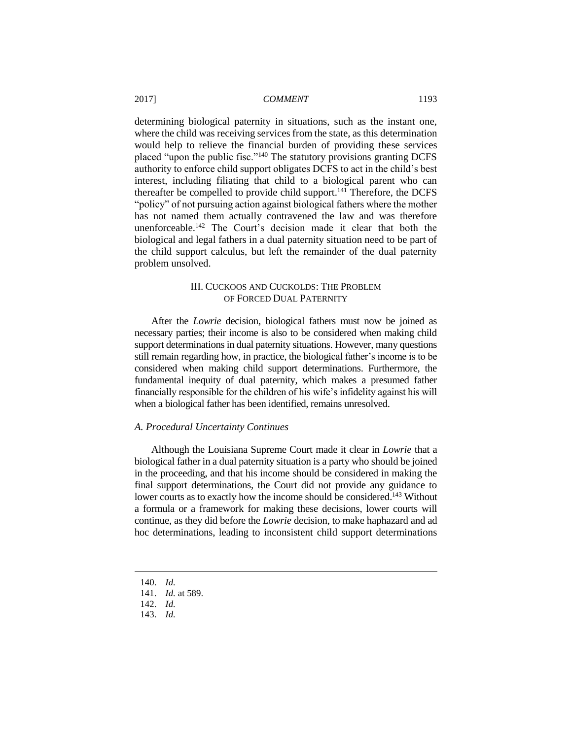determining biological paternity in situations, such as the instant one, where the child was receiving services from the state, as this determination would help to relieve the financial burden of providing these services placed "upon the public fisc."[140] The statutory provisions granting DCFS authority to enforce child support obligates DCFS to act in the child's best interest, including filiating that child to a biological parent who can thereafter be compelled to provide child support.[141] Therefore, the DCFS "policy" of not pursuing action against biological fathers where the mother has not named them actually contravened the law and was therefore unenforceable.[142] The Court's decision made it clear that both the biological and legal fathers in a dual paternity situation need to be part of the child support calculus, but left the remainder of the dual paternity problem unsolved.

## III. CUCKOOS AND CUCKOLDS: THE PROBLEM OF FORCED DUAL PATERNITY

After the *Lowrie* decision, biological fathers must now be joined as necessary parties; their income is also to be considered when making child support determinations in dual paternity situations. However, many questions still remain regarding how, in practice, the biological father's income is to be considered when making child support determinations. Furthermore, the fundamental inequity of dual paternity, which makes a presumed father financially responsible for the children of his wife's infidelity against his will when a biological father has been identified, remains unresolved.

### *A. Procedural Uncertainty Continues*

Although the Louisiana Supreme Court made it clear in *Lowrie* that a biological father in a dual paternity situation is a party who should be joined in the proceeding, and that his income should be considered in making the final support determinations, the Court did not provide any guidance to lower courts as to exactly how the income should be considered.[143] Without a formula or a framework for making these decisions, lower courts will continue, as they did before the *Lowrie* decision, to make haphazard and ad hoc determinations, leading to inconsistent child support determinations

---

140. *Id.*
141. *Id.* at 589.
142. *Id.*
143. *Id.*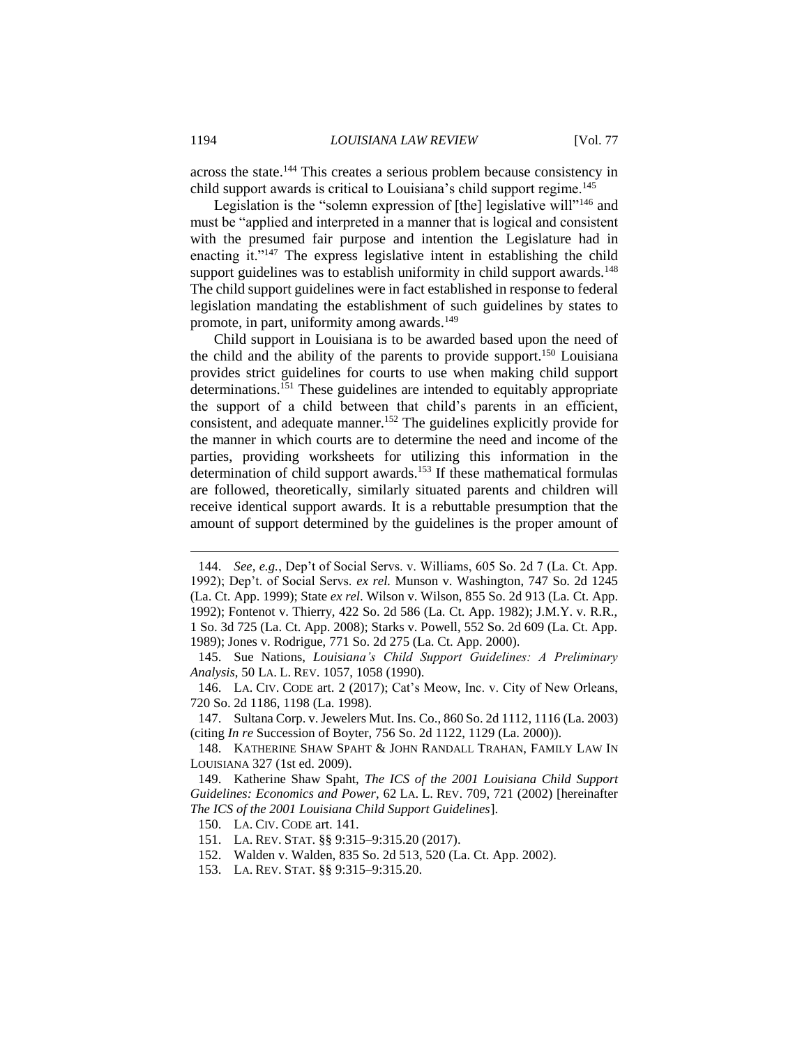across the state.[144] This creates a serious problem because consistency in child support awards is critical to Louisiana's child support regime.[145]

Legislation is the "solemn expression of [the] legislative will"[146] and must be "applied and interpreted in a manner that is logical and consistent with the presumed fair purpose and intention the Legislature had in enacting it."[147] The express legislative intent in establishing the child support guidelines was to establish uniformity in child support awards.[148] The child support guidelines were in fact established in response to federal legislation mandating the establishment of such guidelines by states to promote, in part, uniformity among awards.[149]

Child support in Louisiana is to be awarded based upon the need of the child and the ability of the parents to provide support.[150] Louisiana provides strict guidelines for courts to use when making child support determinations.[151] These guidelines are intended to equitably appropriate the support of a child between that child's parents in an efficient, consistent, and adequate manner.[152] The guidelines explicitly provide for the manner in which courts are to determine the need and income of the parties, providing worksheets for utilizing this information in the determination of child support awards.[153] If these mathematical formulas are followed, theoretically, similarly situated parents and children will receive identical support awards. It is a rebuttable presumption that the amount of support determined by the guidelines is the proper amount of

---

144. *See, e.g.*, Dep't of Social Servs. v. Williams, 605 So. 2d 7 (La. Ct. App. 1992); Dep't. of Social Servs. *ex rel.* Munson v. Washington, 747 So. 2d 1245 (La. Ct. App. 1999); State *ex rel*. Wilson v. Wilson, 855 So. 2d 913 (La. Ct. App. 1992); Fontenot v. Thierry, 422 So. 2d 586 (La. Ct. App. 1982); J.M.Y. v. R.R., 1 So. 3d 725 (La. Ct. App. 2008); Starks v. Powell, 552 So. 2d 609 (La. Ct. App. 1989); Jones v. Rodrigue, 771 So. 2d 275 (La. Ct. App. 2000).

145. Sue Nations, *Louisiana's Child Support Guidelines: A Preliminary Analysis*, 50 LA. L. REV. 1057, 1058 (1990).

146. LA. CIV. CODE art. 2 (2017); Cat's Meow, Inc. v. City of New Orleans, 720 So. 2d 1186, 1198 (La. 1998).

147. Sultana Corp. v. Jewelers Mut. Ins. Co., 860 So. 2d 1112, 1116 (La. 2003) (citing *In re* Succession of Boyter, 756 So. 2d 1122, 1129 (La. 2000)).

148. KATHERINE SHAW SPAHT & JOHN RANDALL TRAHAN, FAMILY LAW IN LOUISIANA 327 (1st ed. 2009).

149. Katherine Shaw Spaht, *The ICS of the 2001 Louisiana Child Support Guidelines: Economics and Power*, 62 LA. L. REV. 709, 721 (2002) [hereinafter *The ICS of the 2001 Louisiana Child Support Guidelines*].

150. LA. CIV. CODE art. 141.

151. LA. REV. STAT. §§ 9:315–9:315.20 (2017).

152. Walden v. Walden, 835 So. 2d 513, 520 (La. Ct. App. 2002).

153. LA. REV. STAT. §§ 9:315–9:315.20.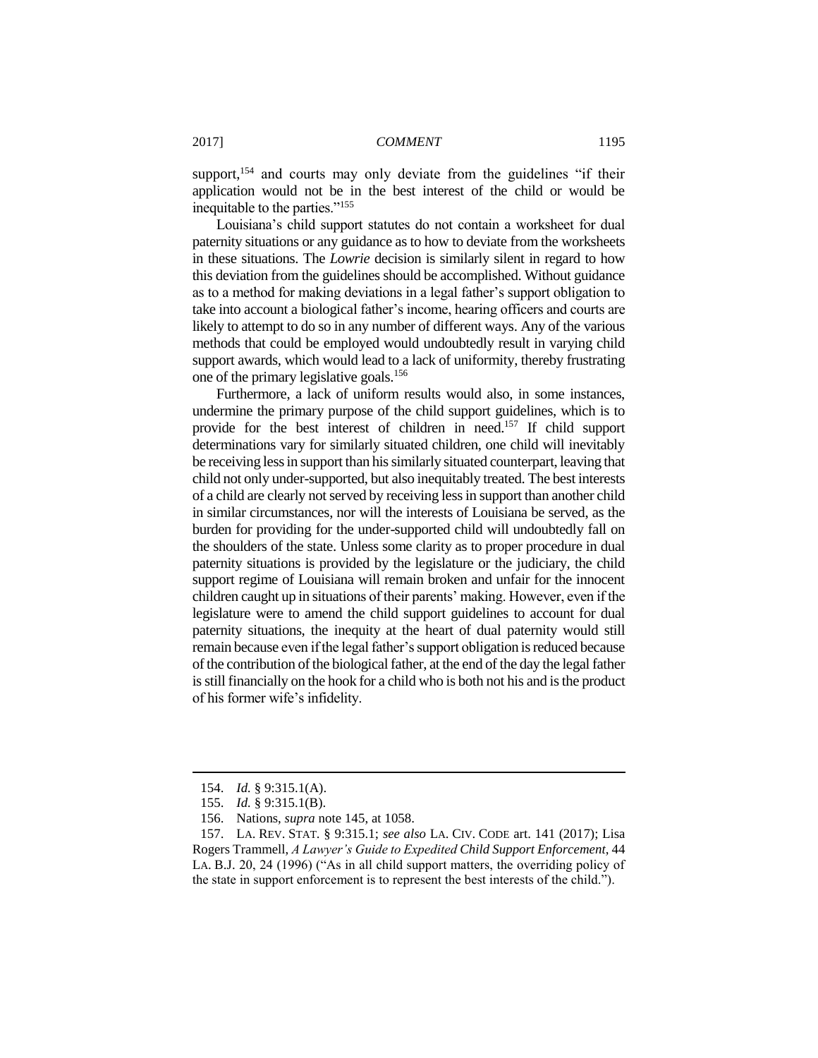support,[154] and courts may only deviate from the guidelines "if their application would not be in the best interest of the child or would be inequitable to the parties."[155]

Louisiana's child support statutes do not contain a worksheet for dual paternity situations or any guidance as to how to deviate from the worksheets in these situations. The *Lowrie* decision is similarly silent in regard to how this deviation from the guidelines should be accomplished. Without guidance as to a method for making deviations in a legal father's support obligation to take into account a biological father's income, hearing officers and courts are likely to attempt to do so in any number of different ways. Any of the various methods that could be employed would undoubtedly result in varying child support awards, which would lead to a lack of uniformity, thereby frustrating one of the primary legislative goals.[156]

Furthermore, a lack of uniform results would also, in some instances, undermine the primary purpose of the child support guidelines, which is to provide for the best interest of children in need.[157] If child support determinations vary for similarly situated children, one child will inevitably be receiving less in support than his similarly situated counterpart, leaving that child not only under-supported, but also inequitably treated. The best interests of a child are clearly not served by receiving less in support than another child in similar circumstances, nor will the interests of Louisiana be served, as the burden for providing for the under-supported child will undoubtedly fall on the shoulders of the state. Unless some clarity as to proper procedure in dual paternity situations is provided by the legislature or the judiciary, the child support regime of Louisiana will remain broken and unfair for the innocent children caught up in situations of their parents' making. However, even if the legislature were to amend the child support guidelines to account for dual paternity situations, the inequity at the heart of dual paternity would still remain because even if the legal father's support obligation is reduced because of the contribution of the biological father, at the end of the day the legal father is still financially on the hook for a child who is both not his and is the product of his former wife's infidelity.

---

154. *Id.* § 9:315.1(A).

155. *Id.* § 9:315.1(B).

156. Nations, *supra* note 145, at 1058.

157. LA. REV. STAT. § 9:315.1; *see also* LA. CIV. CODE art. 141 (2017); Lisa Rogers Trammell, *A Lawyer's Guide to Expedited Child Support Enforcement*, 44 LA. B.J. 20, 24 (1996) ("As in all child support matters, the overriding policy of the state in support enforcement is to represent the best interests of the child.").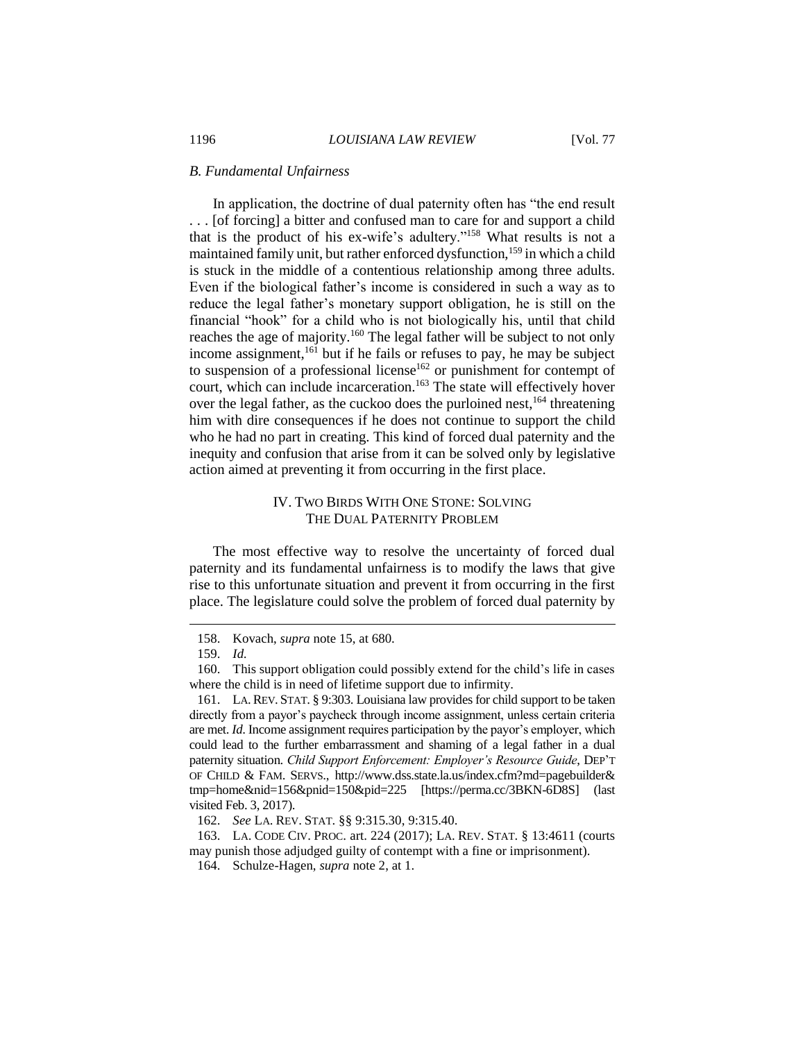### *B. Fundamental Unfairness*

In application, the doctrine of dual paternity often has "the end result . . . [of forcing] a bitter and confused man to care for and support a child that is the product of his ex-wife's adultery."[158] What results is not a maintained family unit, but rather enforced dysfunction,[159] in which a child is stuck in the middle of a contentious relationship among three adults. Even if the biological father's income is considered in such a way as to reduce the legal father's monetary support obligation, he is still on the financial "hook" for a child who is not biologically his, until that child reaches the age of majority.[160] The legal father will be subject to not only income assignment,[161] but if he fails or refuses to pay, he may be subject to suspension of a professional license[162] or punishment for contempt of court, which can include incarceration.[163] The state will effectively hover over the legal father, as the cuckoo does the purloined nest,[164] threatening him with dire consequences if he does not continue to support the child who he had no part in creating. This kind of forced dual paternity and the inequity and confusion that arise from it can be solved only by legislative action aimed at preventing it from occurring in the first place.

## IV. TWO BIRDS WITH ONE STONE: SOLVING THE DUAL PATERNITY PROBLEM

The most effective way to resolve the uncertainty of forced dual paternity and its fundamental unfairness is to modify the laws that give rise to this unfortunate situation and prevent it from occurring in the first place. The legislature could solve the problem of forced dual paternity by

---

158. Kovach, *supra* note 15, at 680.

159. *Id.*

160. This support obligation could possibly extend for the child's life in cases where the child is in need of lifetime support due to infirmity.

161. LA. REV. STAT. § 9:303. Louisiana law provides for child support to be taken directly from a payor's paycheck through income assignment, unless certain criteria are met. *Id.* Income assignment requires participation by the payor's employer, which could lead to the further embarrassment and shaming of a legal father in a dual paternity situation. *Child Support Enforcement: Employer's Resource Guide*, DEP'T OF CHILD & FAM. SERVS., http://www.dss.state.la.us/index.cfm?md=pagebuilder&tmp=home&nid=156&pnid=150&pid=225 [https://perma.cc/3BKN-6D8S] (last visited Feb. 3, 2017).

162. *See* LA. REV. STAT. §§ 9:315.30, 9:315.40.

163. LA. CODE CIV. PROC. art. 224 (2017); LA. REV. STAT. § 13:4611 (courts may punish those adjudged guilty of contempt with a fine or imprisonment).

164. Schulze-Hagen, *supra* note 2, at 1.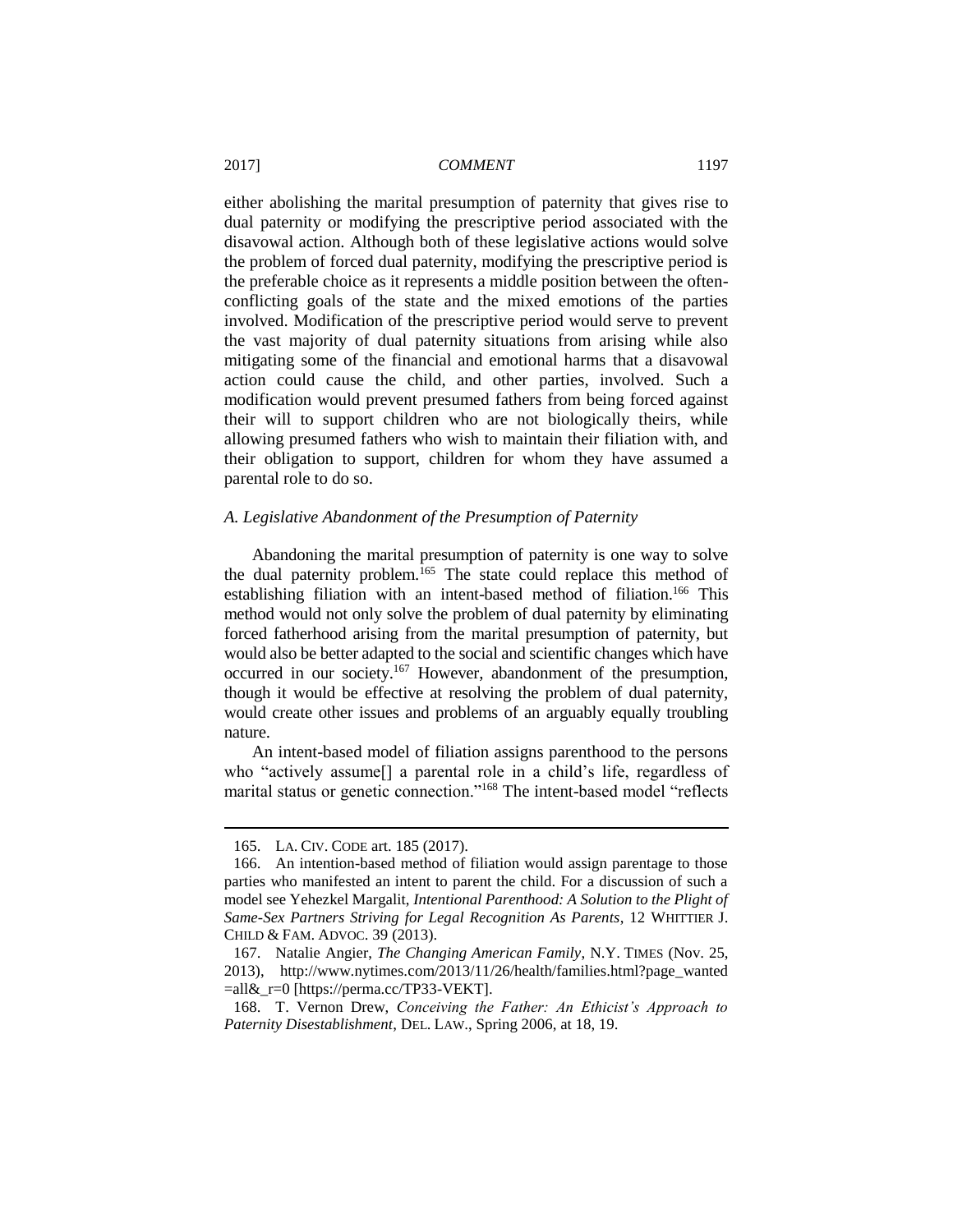either abolishing the marital presumption of paternity that gives rise to dual paternity or modifying the prescriptive period associated with the disavowal action. Although both of these legislative actions would solve the problem of forced dual paternity, modifying the prescriptive period is the preferable choice as it represents a middle position between the often-conflicting goals of the state and the mixed emotions of the parties involved. Modification of the prescriptive period would serve to prevent the vast majority of dual paternity situations from arising while also mitigating some of the financial and emotional harms that a disavowal action could cause the child, and other parties, involved. Such a modification would prevent presumed fathers from being forced against their will to support children who are not biologically theirs, while allowing presumed fathers who wish to maintain their filiation with, and their obligation to support, children for whom they have assumed a parental role to do so.

### *A. Legislative Abandonment of the Presumption of Paternity*

Abandoning the marital presumption of paternity is one way to solve the dual paternity problem.[165] The state could replace this method of establishing filiation with an intent-based method of filiation.[166] This method would not only solve the problem of dual paternity by eliminating forced fatherhood arising from the marital presumption of paternity, but would also be better adapted to the social and scientific changes which have occurred in our society.[167] However, abandonment of the presumption, though it would be effective at resolving the problem of dual paternity, would create other issues and problems of an arguably equally troubling nature.

An intent-based model of filiation assigns parenthood to the persons who "actively assume[] a parental role in a child's life, regardless of marital status or genetic connection."[168] The intent-based model "reflects

---

165. LA. CIV. CODE art. 185 (2017).

166. An intention-based method of filiation would assign parentage to those parties who manifested an intent to parent the child. For a discussion of such a model see Yehezkel Margalit, *Intentional Parenthood: A Solution to the Plight of Same-Sex Partners Striving for Legal Recognition As Parents*, 12 WHITTIER J. CHILD & FAM. ADVOC. 39 (2013).

167. Natalie Angier, *The Changing American Family*, N.Y. TIMES (Nov. 25, 2013), http://www.nytimes.com/2013/11/26/health/families.html?page_wanted=all&_r=0 [https://perma.cc/TP33-VEKT].

168. T. Vernon Drew, *Conceiving the Father: An Ethicist's Approach to Paternity Disestablishment*, DEL. LAW., Spring 2006, at 18, 19.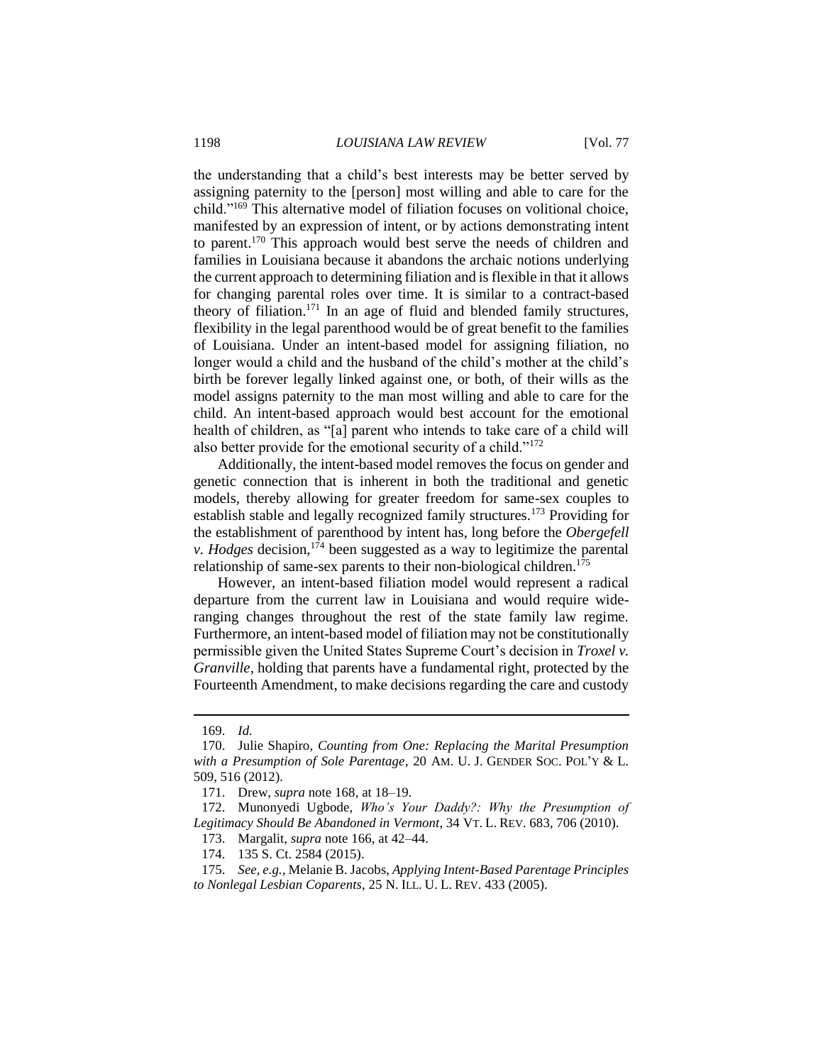the understanding that a child's best interests may be better served by assigning paternity to the [person] most willing and able to care for the child."[169] This alternative model of filiation focuses on volitional choice, manifested by an expression of intent, or by actions demonstrating intent to parent.[170] This approach would best serve the needs of children and families in Louisiana because it abandons the archaic notions underlying the current approach to determining filiation and is flexible in that it allows for changing parental roles over time. It is similar to a contract-based theory of filiation.[171] In an age of fluid and blended family structures, flexibility in the legal parenthood would be of great benefit to the families of Louisiana. Under an intent-based model for assigning filiation, no longer would a child and the husband of the child's mother at the child's birth be forever legally linked against one, or both, of their wills as the model assigns paternity to the man most willing and able to care for the child. An intent-based approach would best account for the emotional health of children, as "[a] parent who intends to take care of a child will also better provide for the emotional security of a child."[172]

Additionally, the intent-based model removes the focus on gender and genetic connection that is inherent in both the traditional and genetic models, thereby allowing for greater freedom for same-sex couples to establish stable and legally recognized family structures.[173] Providing for the establishment of parenthood by intent has, long before the *Obergefell v. Hodges* decision,[174] been suggested as a way to legitimize the parental relationship of same-sex parents to their non-biological children.[175]

However, an intent-based filiation model would represent a radical departure from the current law in Louisiana and would require wide-ranging changes throughout the rest of the state family law regime. Furthermore, an intent-based model of filiation may not be constitutionally permissible given the United States Supreme Court's decision in *Troxel v. Granville*, holding that parents have a fundamental right, protected by the Fourteenth Amendment, to make decisions regarding the care and custody

---

169. *Id.*

170. Julie Shapiro, *Counting from One: Replacing the Marital Presumption with a Presumption of Sole Parentage*, 20 AM. U. J. GENDER SOC. POL'Y & L. 509, 516 (2012).

171. Drew, *supra* note 168, at 18–19.

172. Munonyedi Ugbode, *Who's Your Daddy?: Why the Presumption of Legitimacy Should Be Abandoned in Vermont*, 34 VT. L. REV. 683, 706 (2010).

173. Margalit, *supra* note 166, at 42–44.

174. 135 S. Ct. 2584 (2015).

175. *See, e.g.*, Melanie B. Jacobs, *Applying Intent-Based Parentage Principles to Nonlegal Lesbian Coparents*, 25 N. ILL. U. L. REV. 433 (2005).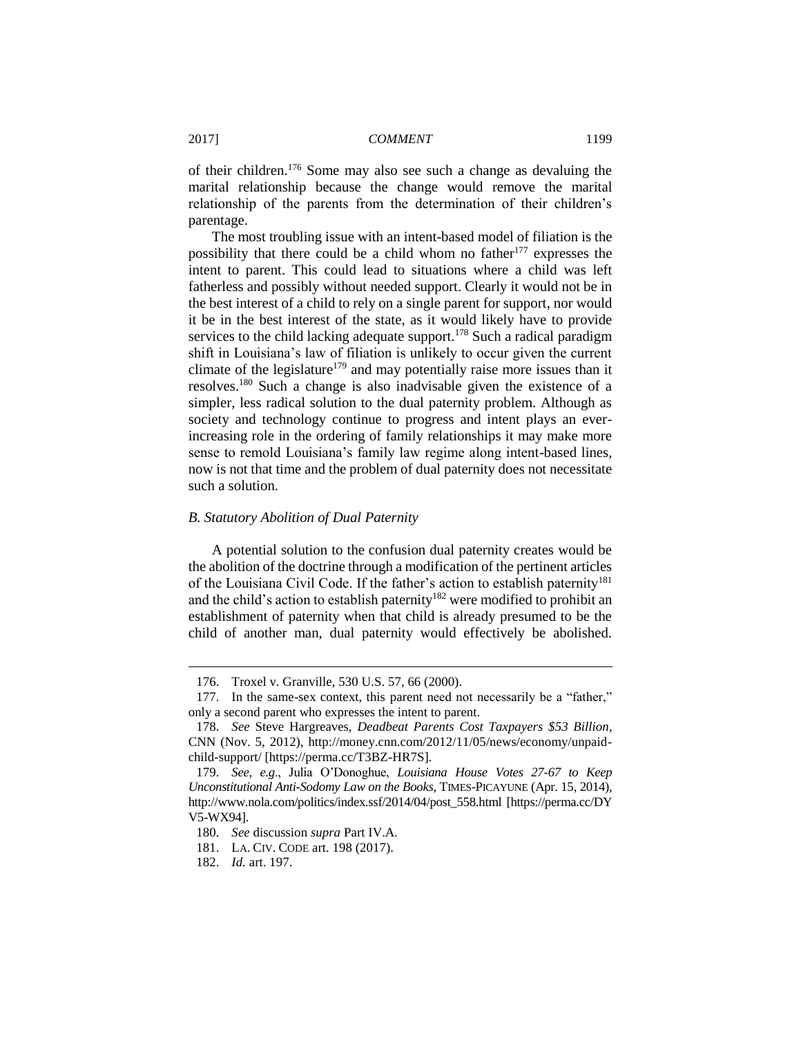of their children.[176] Some may also see such a change as devaluing the marital relationship because the change would remove the marital relationship of the parents from the determination of their children's parentage.

The most troubling issue with an intent-based model of filiation is the possibility that there could be a child whom no father[177] expresses the intent to parent. This could lead to situations where a child was left fatherless and possibly without needed support. Clearly it would not be in the best interest of a child to rely on a single parent for support, nor would it be in the best interest of the state, as it would likely have to provide services to the child lacking adequate support.[178] Such a radical paradigm shift in Louisiana's law of filiation is unlikely to occur given the current climate of the legislature[179] and may potentially raise more issues than it resolves.[180] Such a change is also inadvisable given the existence of a simpler, less radical solution to the dual paternity problem. Although as society and technology continue to progress and intent plays an ever-increasing role in the ordering of family relationships it may make more sense to remold Louisiana's family law regime along intent-based lines, now is not that time and the problem of dual paternity does not necessitate such a solution.

### *B. Statutory Abolition of Dual Paternity*

A potential solution to the confusion dual paternity creates would be the abolition of the doctrine through a modification of the pertinent articles of the Louisiana Civil Code. If the father's action to establish paternity[181] and the child's action to establish paternity[182] were modified to prohibit an establishment of paternity when that child is already presumed to be the child of another man, dual paternity would effectively be abolished.

---

176. Troxel v. Granville, 530 U.S. 57, 66 (2000).

177. In the same-sex context, this parent need not necessarily be a "father," only a second parent who expresses the intent to parent.

178. *See* Steve Hargreaves, *Deadbeat Parents Cost Taxpayers $53 Billion*, CNN (Nov. 5, 2012), http://money.cnn.com/2012/11/05/news/economy/unpaid-child-support/ [https://perma.cc/T3BZ-HR7S].

179. *See, e.g.*, Julia O'Donoghue, *Louisiana House Votes 27-67 to Keep Unconstitutional Anti-Sodomy Law on the Books*, TIMES-PICAYUNE (Apr. 15, 2014), http://www.nola.com/politics/index.ssf/2014/04/post_558.html [https://perma.cc/DYV5-WX94].

180. *See* discussion *supra* Part IV.A.

181. LA. CIV. CODE art. 198 (2017).

182. *Id.* art. 197.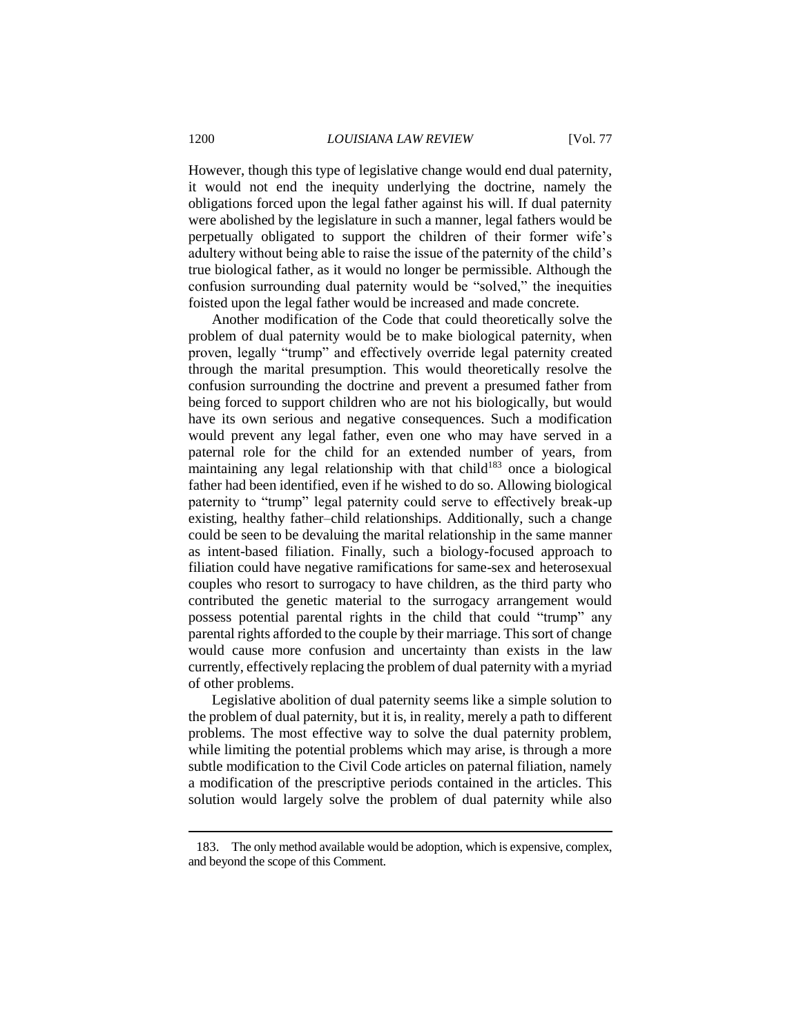However, though this type of legislative change would end dual paternity, it would not end the inequity underlying the doctrine, namely the obligations forced upon the legal father against his will. If dual paternity were abolished by the legislature in such a manner, legal fathers would be perpetually obligated to support the children of their former wife's adultery without being able to raise the issue of the paternity of the child's true biological father, as it would no longer be permissible. Although the confusion surrounding dual paternity would be "solved," the inequities foisted upon the legal father would be increased and made concrete.

Another modification of the Code that could theoretically solve the problem of dual paternity would be to make biological paternity, when proven, legally "trump" and effectively override legal paternity created through the marital presumption. This would theoretically resolve the confusion surrounding the doctrine and prevent a presumed father from being forced to support children who are not his biologically, but would have its own serious and negative consequences. Such a modification would prevent any legal father, even one who may have served in a paternal role for the child for an extended number of years, from maintaining any legal relationship with that child[183] once a biological father had been identified, even if he wished to do so. Allowing biological paternity to "trump" legal paternity could serve to effectively break-up existing, healthy father–child relationships. Additionally, such a change could be seen to be devaluing the marital relationship in the same manner as intent-based filiation. Finally, such a biology-focused approach to filiation could have negative ramifications for same-sex and heterosexual couples who resort to surrogacy to have children, as the third party who contributed the genetic material to the surrogacy arrangement would possess potential parental rights in the child that could "trump" any parental rights afforded to the couple by their marriage. This sort of change would cause more confusion and uncertainty than exists in the law currently, effectively replacing the problem of dual paternity with a myriad of other problems.

Legislative abolition of dual paternity seems like a simple solution to the problem of dual paternity, but it is, in reality, merely a path to different problems. The most effective way to solve the dual paternity problem, while limiting the potential problems which may arise, is through a more subtle modification to the Civil Code articles on paternal filiation, namely a modification of the prescriptive periods contained in the articles. This solution would largely solve the problem of dual paternity while also

183. The only method available would be adoption, which is expensive, complex, and beyond the scope of this Comment.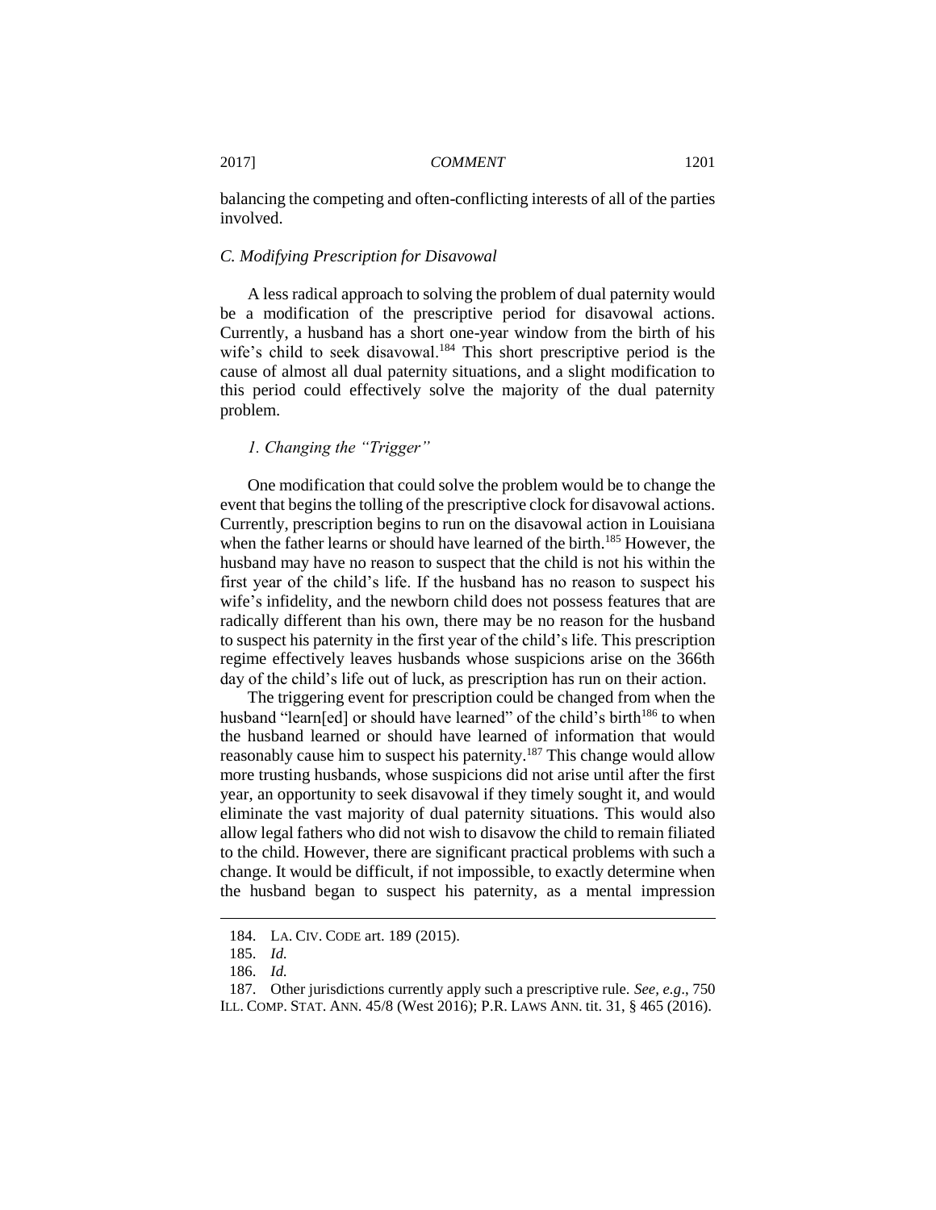balancing the competing and often-conflicting interests of all of the parties involved.

### *C. Modifying Prescription for Disavowal*

A less radical approach to solving the problem of dual paternity would be a modification of the prescriptive period for disavowal actions. Currently, a husband has a short one-year window from the birth of his wife's child to seek disavowal.[184] This short prescriptive period is the cause of almost all dual paternity situations, and a slight modification to this period could effectively solve the majority of the dual paternity problem.

#### *1. Changing the "Trigger"*

One modification that could solve the problem would be to change the event that begins the tolling of the prescriptive clock for disavowal actions. Currently, prescription begins to run on the disavowal action in Louisiana when the father learns or should have learned of the birth.[185] However, the husband may have no reason to suspect that the child is not his within the first year of the child's life. If the husband has no reason to suspect his wife's infidelity, and the newborn child does not possess features that are radically different than his own, there may be no reason for the husband to suspect his paternity in the first year of the child's life. This prescription regime effectively leaves husbands whose suspicions arise on the 366th day of the child's life out of luck, as prescription has run on their action.

The triggering event for prescription could be changed from when the husband "learn[ed] or should have learned" of the child's birth[186] to when the husband learned or should have learned of information that would reasonably cause him to suspect his paternity.[187] This change would allow more trusting husbands, whose suspicions did not arise until after the first year, an opportunity to seek disavowal if they timely sought it, and would eliminate the vast majority of dual paternity situations. This would also allow legal fathers who did not wish to disavow the child to remain filiated to the child. However, there are significant practical problems with such a change. It would be difficult, if not impossible, to exactly determine when the husband began to suspect his paternity, as a mental impression

---

184. LA. CIV. CODE art. 189 (2015).

185. *Id.*

186. *Id.*

187. Other jurisdictions currently apply such a prescriptive rule. *See, e.g.*, 750 ILL. COMP. STAT. ANN. 45/8 (West 2016); P.R. LAWS ANN. tit. 31, § 465 (2016).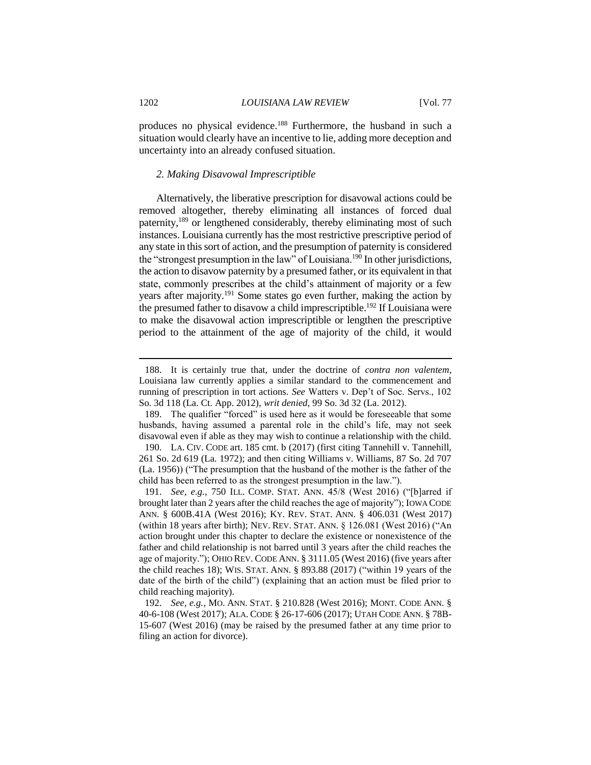produces no physical evidence.[188] Furthermore, the husband in such a situation would clearly have an incentive to lie, adding more deception and uncertainty into an already confused situation.

### *2. Making Disavowal Imprescriptible*

Alternatively, the liberative prescription for disavowal actions could be removed altogether, thereby eliminating all instances of forced dual paternity,[189] or lengthened considerably, thereby eliminating most of such instances. Louisiana currently has the most restrictive prescriptive period of any state in this sort of action, and the presumption of paternity is considered the "strongest presumption in the law" of Louisiana.[190] In other jurisdictions, the action to disavow paternity by a presumed father, or its equivalent in that state, commonly prescribes at the child's attainment of majority or a few years after majority.[191] Some states go even further, making the action by the presumed father to disavow a child imprescriptible.[192] If Louisiana were to make the disavowal action imprescriptible or lengthen the prescriptive period to the attainment of the age of majority of the child, it would

---

188. It is certainly true that, under the doctrine of *contra non valentem*, Louisiana law currently applies a similar standard to the commencement and running of prescription in tort actions. *See* Watters v. Dep't of Soc. Servs., 102 So. 3d 118 (La. Ct. App. 2012), *writ denied*, 99 So. 3d 32 (La. 2012).

189. The qualifier "forced" is used here as it would be foreseeable that some husbands, having assumed a parental role in the child's life, may not seek disavowal even if able as they may wish to continue a relationship with the child.

190. LA. CIV. CODE art. 185 cmt. b (2017) (first citing Tannehill v. Tannehill, 261 So. 2d 619 (La. 1972); and then citing Williams v. Williams, 87 So. 2d 707 (La. 1956)) ("The presumption that the husband of the mother is the father of the child has been referred to as the strongest presumption in the law.").

191. *See, e.g.*, 750 ILL. COMP. STAT. ANN. 45/8 (West 2016) ("[b]arred if brought later than 2 years after the child reaches the age of majority"); IOWA CODE ANN. § 600B.41A (West 2016); KY. REV. STAT. ANN. § 406.031 (West 2017) (within 18 years after birth); NEV. REV. STAT. ANN. § 126.081 (West 2016) ("An action brought under this chapter to declare the existence or nonexistence of the father and child relationship is not barred until 3 years after the child reaches the age of majority."); OHIO REV. CODE ANN. § 3111.05 (West 2016) (five years after the child reaches 18); WIS. STAT. ANN. § 893.88 (2017) ("within 19 years of the date of the birth of the child") (explaining that an action must be filed prior to child reaching majority).

192. *See, e.g.*, MO. ANN. STAT. § 210.828 (West 2016); MONT. CODE ANN. § 40-6-108 (West 2017); ALA. CODE § 26-17-606 (2017); UTAH CODE ANN. § 78B-15-607 (West 2016) (may be raised by the presumed father at any time prior to filing an action for divorce).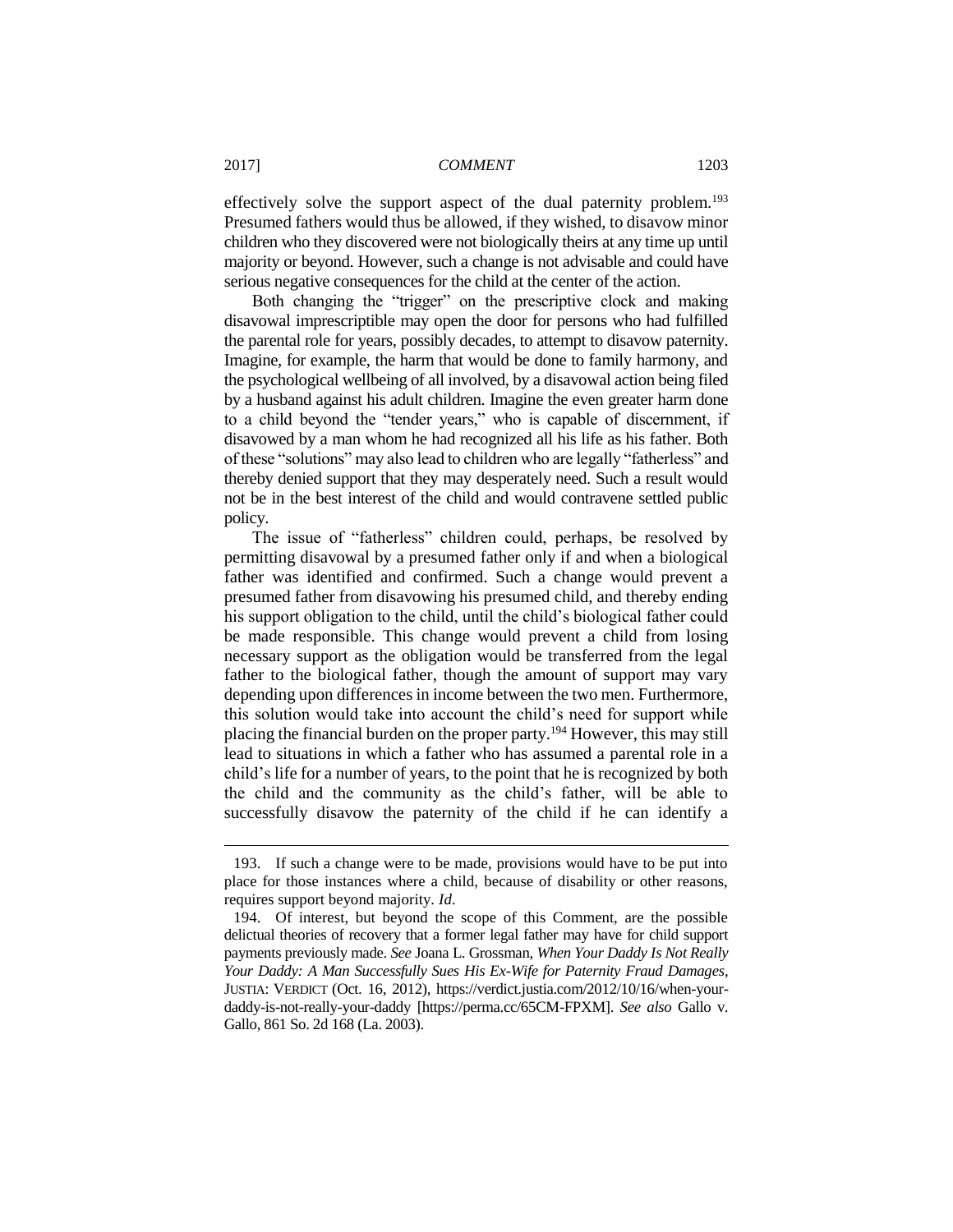effectively solve the support aspect of the dual paternity problem.[193] Presumed fathers would thus be allowed, if they wished, to disavow minor children who they discovered were not biologically theirs at any time up until majority or beyond. However, such a change is not advisable and could have serious negative consequences for the child at the center of the action.

Both changing the "trigger" on the prescriptive clock and making disavowal imprescriptible may open the door for persons who had fulfilled the parental role for years, possibly decades, to attempt to disavow paternity. Imagine, for example, the harm that would be done to family harmony, and the psychological wellbeing of all involved, by a disavowal action being filed by a husband against his adult children. Imagine the even greater harm done to a child beyond the "tender years," who is capable of discernment, if disavowed by a man whom he had recognized all his life as his father. Both of these "solutions" may also lead to children who are legally "fatherless" and thereby denied support that they may desperately need. Such a result would not be in the best interest of the child and would contravene settled public policy.

The issue of "fatherless" children could, perhaps, be resolved by permitting disavowal by a presumed father only if and when a biological father was identified and confirmed. Such a change would prevent a presumed father from disavowing his presumed child, and thereby ending his support obligation to the child, until the child's biological father could be made responsible. This change would prevent a child from losing necessary support as the obligation would be transferred from the legal father to the biological father, though the amount of support may vary depending upon differences in income between the two men. Furthermore, this solution would take into account the child's need for support while placing the financial burden on the proper party.[194] However, this may still lead to situations in which a father who has assumed a parental role in a child's life for a number of years, to the point that he is recognized by both the child and the community as the child's father, will be able to successfully disavow the paternity of the child if he can identify a

---

193. If such a change were to be made, provisions would have to be put into place for those instances where a child, because of disability or other reasons, requires support beyond majority. *Id*.

194. Of interest, but beyond the scope of this Comment, are the possible delictual theories of recovery that a former legal father may have for child support payments previously made. *See* Joana L. Grossman, *When Your Daddy Is Not Really Your Daddy: A Man Successfully Sues His Ex-Wife for Paternity Fraud Damages*, JUSTIA: VERDICT (Oct. 16, 2012), https://verdict.justia.com/2012/10/16/when-your-daddy-is-not-really-your-daddy [https://perma.cc/65CM-FPXM]. *See also* Gallo v. Gallo, 861 So. 2d 168 (La. 2003).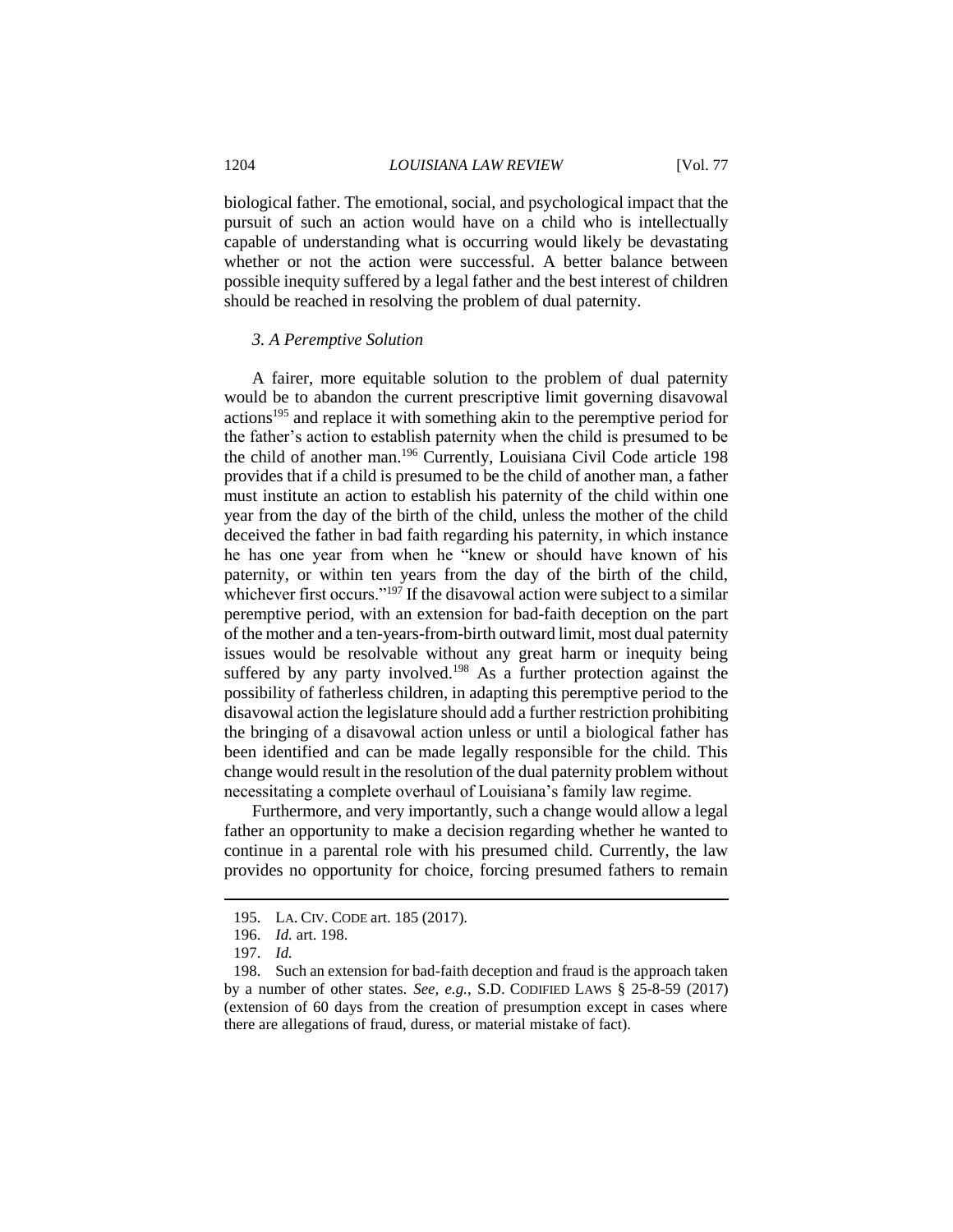biological father. The emotional, social, and psychological impact that the pursuit of such an action would have on a child who is intellectually capable of understanding what is occurring would likely be devastating whether or not the action were successful. A better balance between possible inequity suffered by a legal father and the best interest of children should be reached in resolving the problem of dual paternity.

### *3. A Peremptive Solution*

A fairer, more equitable solution to the problem of dual paternity would be to abandon the current prescriptive limit governing disavowal actions[195] and replace it with something akin to the peremptive period for the father's action to establish paternity when the child is presumed to be the child of another man.[196] Currently, Louisiana Civil Code article 198 provides that if a child is presumed to be the child of another man, a father must institute an action to establish his paternity of the child within one year from the day of the birth of the child, unless the mother of the child deceived the father in bad faith regarding his paternity, in which instance he has one year from when he "knew or should have known of his paternity, or within ten years from the day of the birth of the child, whichever first occurs."[197] If the disavowal action were subject to a similar peremptive period, with an extension for bad-faith deception on the part of the mother and a ten-years-from-birth outward limit, most dual paternity issues would be resolvable without any great harm or inequity being suffered by any party involved.[198] As a further protection against the possibility of fatherless children, in adapting this peremptive period to the disavowal action the legislature should add a further restriction prohibiting the bringing of a disavowal action unless or until a biological father has been identified and can be made legally responsible for the child. This change would result in the resolution of the dual paternity problem without necessitating a complete overhaul of Louisiana's family law regime.

Furthermore, and very importantly, such a change would allow a legal father an opportunity to make a decision regarding whether he wanted to continue in a parental role with his presumed child. Currently, the law provides no opportunity for choice, forcing presumed fathers to remain

---

195. LA. CIV. CODE art. 185 (2017).

196. *Id.* art. 198.

197. *Id.*

198. Such an extension for bad-faith deception and fraud is the approach taken by a number of other states. *See, e.g.*, S.D. CODIFIED LAWS § 25-8-59 (2017) (extension of 60 days from the creation of presumption except in cases where there are allegations of fraud, duress, or material mistake of fact).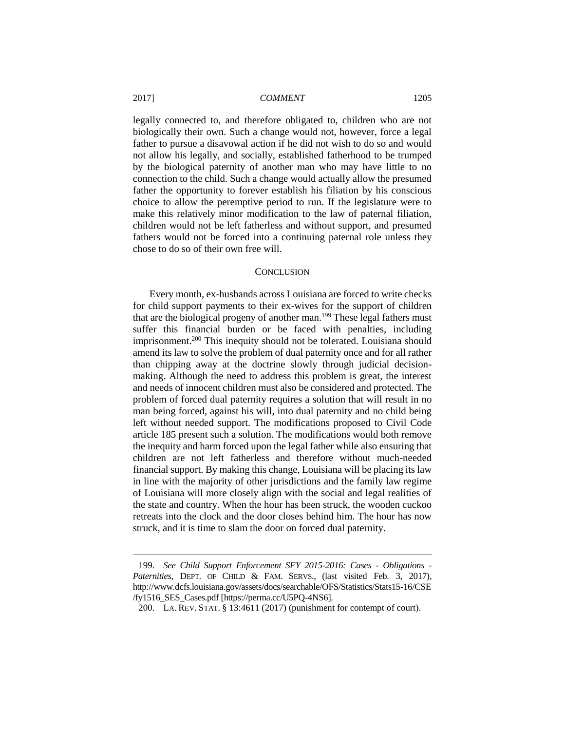legally connected to, and therefore obligated to, children who are not biologically their own. Such a change would not, however, force a legal father to pursue a disavowal action if he did not wish to do so and would not allow his legally, and socially, established fatherhood to be trumped by the biological paternity of another man who may have little to no connection to the child. Such a change would actually allow the presumed father the opportunity to forever establish his filiation by his conscious choice to allow the peremptive period to run. If the legislature were to make this relatively minor modification to the law of paternal filiation, children would not be left fatherless and without support, and presumed fathers would not be forced into a continuing paternal role unless they chose to do so of their own free will.

## CONCLUSION

Every month, ex-husbands across Louisiana are forced to write checks for child support payments to their ex-wives for the support of children that are the biological progeny of another man.[199] These legal fathers must suffer this financial burden or be faced with penalties, including imprisonment.[200] This inequity should not be tolerated. Louisiana should amend its law to solve the problem of dual paternity once and for all rather than chipping away at the doctrine slowly through judicial decision-making. Although the need to address this problem is great, the interest and needs of innocent children must also be considered and protected. The problem of forced dual paternity requires a solution that will result in no man being forced, against his will, into dual paternity and no child being left without needed support. The modifications proposed to Civil Code article 185 present such a solution. The modifications would both remove the inequity and harm forced upon the legal father while also ensuring that children are not left fatherless and therefore without much-needed financial support. By making this change, Louisiana will be placing its law in line with the majority of other jurisdictions and the family law regime of Louisiana will more closely align with the social and legal realities of the state and country. When the hour has been struck, the wooden cuckoo retreats into the clock and the door closes behind him. The hour has now struck, and it is time to slam the door on forced dual paternity.

---

199. *See Child Support Enforcement SFY 2015-2016: Cases - Obligations - Paternities*, DEPT. OF CHILD & FAM. SERVS., (last visited Feb. 3, 2017), http://www.dcfs.louisiana.gov/assets/docs/searchable/OFS/Statistics/Stats15-16/CSE/fy1516_SES_Cases.pdf [https://perma.cc/U5PQ-4NS6].

200. LA. REV. STAT. § 13:4611 (2017) (punishment for contempt of court).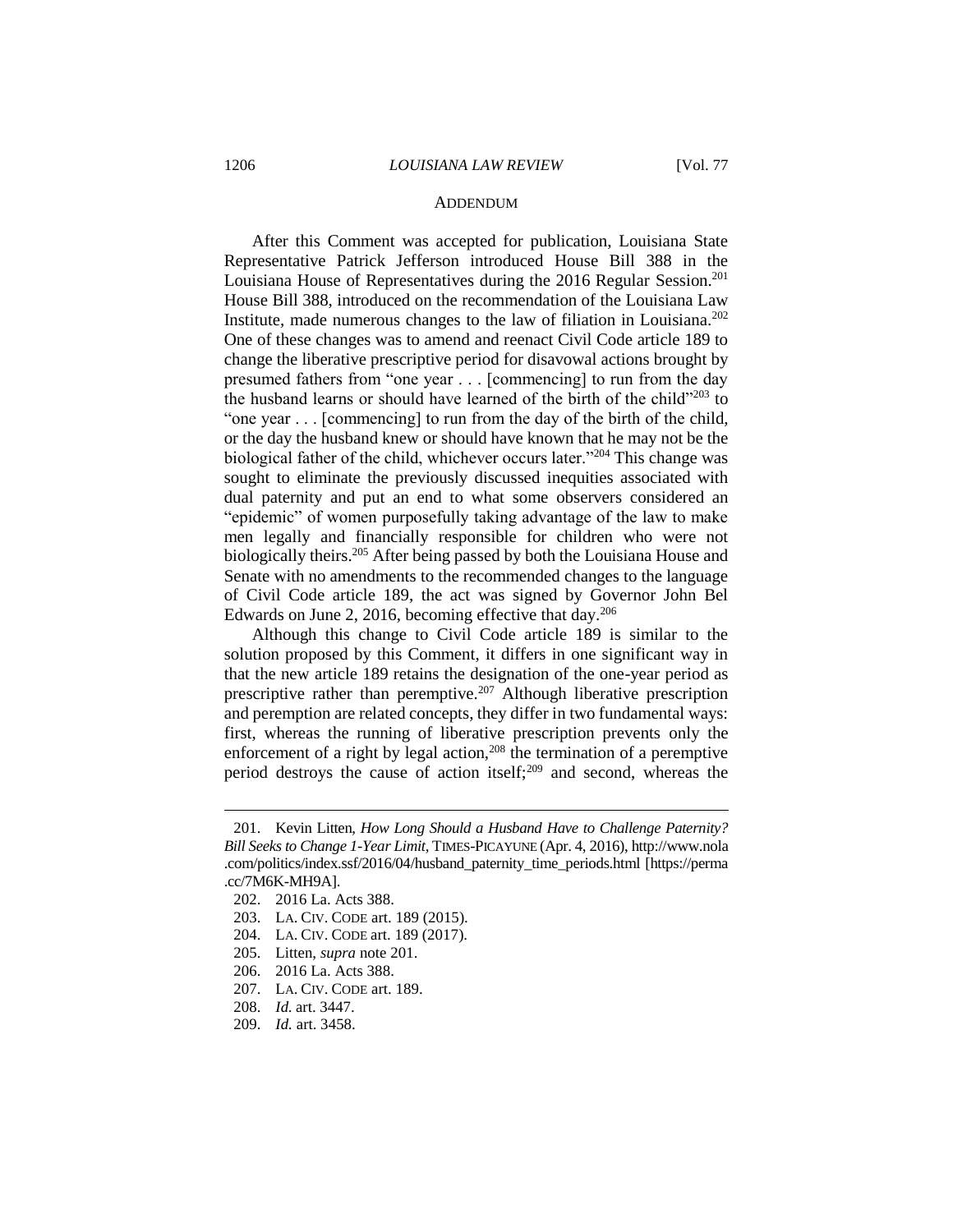## ADDENDUM

After this Comment was accepted for publication, Louisiana State Representative Patrick Jefferson introduced House Bill 388 in the Louisiana House of Representatives during the 2016 Regular Session.[201] House Bill 388, introduced on the recommendation of the Louisiana Law Institute, made numerous changes to the law of filiation in Louisiana.[202] One of these changes was to amend and reenact Civil Code article 189 to change the liberative prescriptive period for disavowal actions brought by presumed fathers from "one year . . . [commencing] to run from the day the husband learns or should have learned of the birth of the child"[203] to "one year . . . [commencing] to run from the day of the birth of the child, or the day the husband knew or should have known that he may not be the biological father of the child, whichever occurs later."[204] This change was sought to eliminate the previously discussed inequities associated with dual paternity and put an end to what some observers considered an "epidemic" of women purposefully taking advantage of the law to make men legally and financially responsible for children who were not biologically theirs.[205] After being passed by both the Louisiana House and Senate with no amendments to the recommended changes to the language of Civil Code article 189, the act was signed by Governor John Bel Edwards on June 2, 2016, becoming effective that day.[206]

Although this change to Civil Code article 189 is similar to the solution proposed by this Comment, it differs in one significant way in that the new article 189 retains the designation of the one-year period as prescriptive rather than peremptive.[207] Although liberative prescription and peremption are related concepts, they differ in two fundamental ways: first, whereas the running of liberative prescription prevents only the enforcement of a right by legal action,[208] the termination of a peremptive period destroys the cause of action itself;[209] and second, whereas the

201. Kevin Litten, *How Long Should a Husband Have to Challenge Paternity? Bill Seeks to Change 1-Year Limit*, TIMES-PICAYUNE (Apr. 4, 2016), http://www.nola.com/politics/index.ssf/2016/04/husband_paternity_time_periods.html [https://perma.cc/7M6K-MH9A].

202. 2016 La. Acts 388.

203. LA. CIV. CODE art. 189 (2015).

204. LA. CIV. CODE art. 189 (2017).

205. Litten, *supra* note 201.

206. 2016 La. Acts 388.

207. LA. CIV. CODE art. 189.

208. *Id.* art. 3447.

209. *Id.* art. 3458.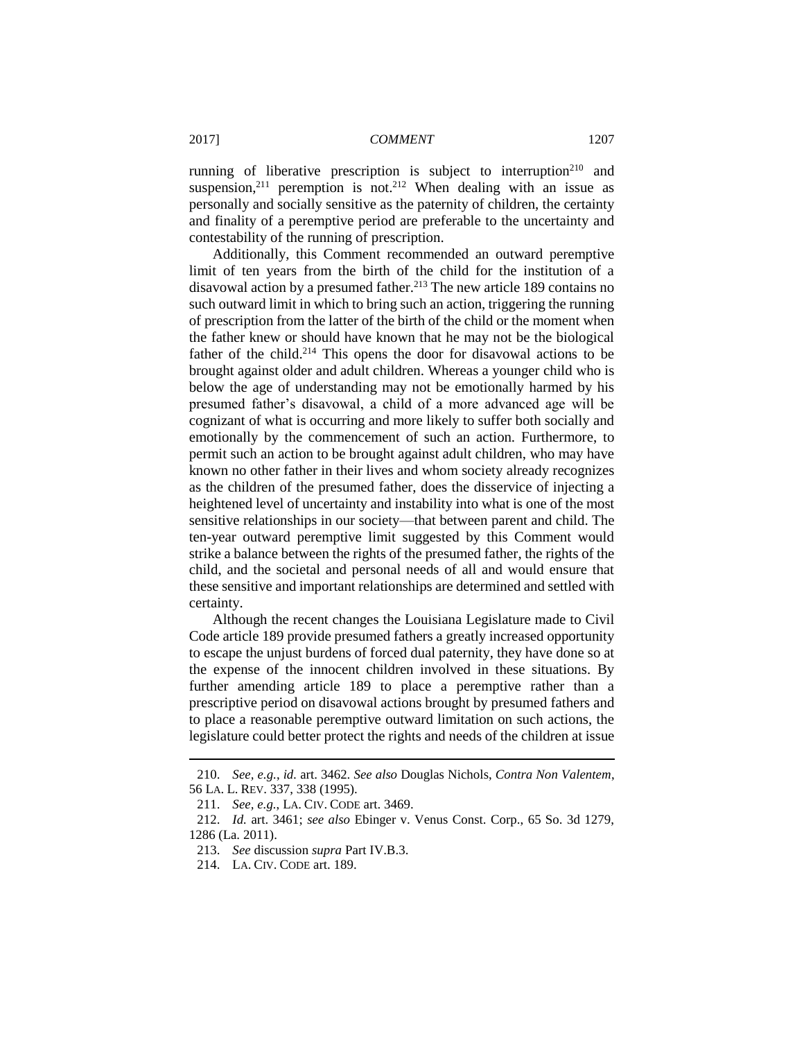running of liberative prescription is subject to interruption[210] and suspension,[211] peremption is not.[212] When dealing with an issue as personally and socially sensitive as the paternity of children, the certainty and finality of a peremptive period are preferable to the uncertainty and contestability of the running of prescription.

Additionally, this Comment recommended an outward peremptive limit of ten years from the birth of the child for the institution of a disavowal action by a presumed father.[213] The new article 189 contains no such outward limit in which to bring such an action, triggering the running of prescription from the latter of the birth of the child or the moment when the father knew or should have known that he may not be the biological father of the child.[214] This opens the door for disavowal actions to be brought against older and adult children. Whereas a younger child who is below the age of understanding may not be emotionally harmed by his presumed father's disavowal, a child of a more advanced age will be cognizant of what is occurring and more likely to suffer both socially and emotionally by the commencement of such an action. Furthermore, to permit such an action to be brought against adult children, who may have known no other father in their lives and whom society already recognizes as the children of the presumed father, does the disservice of injecting a heightened level of uncertainty and instability into what is one of the most sensitive relationships in our society—that between parent and child. The ten-year outward peremptive limit suggested by this Comment would strike a balance between the rights of the presumed father, the rights of the child, and the societal and personal needs of all and would ensure that these sensitive and important relationships are determined and settled with certainty.

Although the recent changes the Louisiana Legislature made to Civil Code article 189 provide presumed fathers a greatly increased opportunity to escape the unjust burdens of forced dual paternity, they have done so at the expense of the innocent children involved in these situations. By further amending article 189 to place a peremptive rather than a prescriptive period on disavowal actions brought by presumed fathers and to place a reasonable peremptive outward limitation on such actions, the legislature could better protect the rights and needs of the children at issue

---

210. *See, e.g.*, *id.* art. 3462. *See also* Douglas Nichols, *Contra Non Valentem*, 56 LA. L. REV. 337, 338 (1995).

211. *See, e.g.*, LA. CIV. CODE art. 3469.

212. *Id.* art. 3461; *see also* Ebinger v. Venus Const. Corp., 65 So. 3d 1279, 1286 (La. 2011).

213. *See* discussion *supra* Part IV.B.3.

214. LA. CIV. CODE art. 189.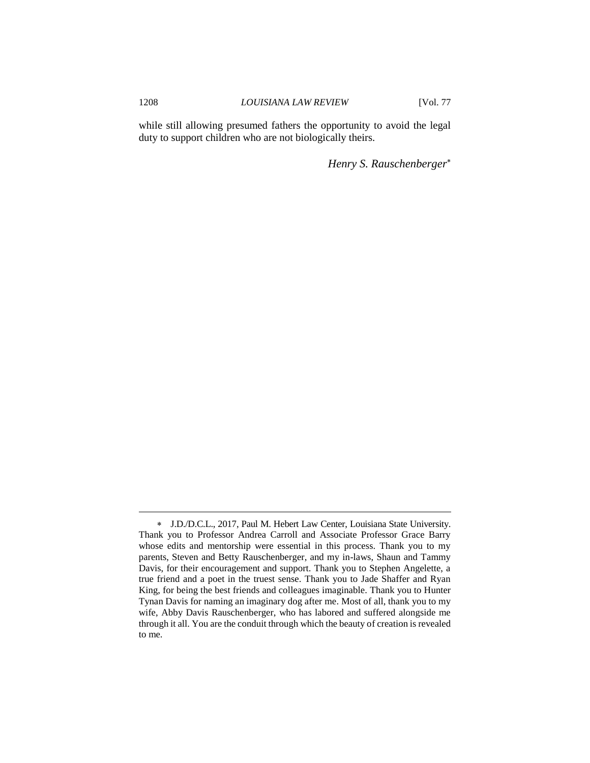while still allowing presumed fathers the opportunity to avoid the legal duty to support children who are not biologically theirs.

*Henry S. Rauschenberger*[*]

---

[*] J.D./D.C.L., 2017, Paul M. Hebert Law Center, Louisiana State University. Thank you to Professor Andrea Carroll and Associate Professor Grace Barry whose edits and mentorship were essential in this process. Thank you to my parents, Steven and Betty Rauschenberger, and my in-laws, Shaun and Tammy Davis, for their encouragement and support. Thank you to Stephen Angelette, a true friend and a poet in the truest sense. Thank you to Jade Shaffer and Ryan King, for being the best friends and colleagues imaginable. Thank you to Hunter Tynan Davis for naming an imaginary dog after me. Most of all, thank you to my wife, Abby Davis Rauschenberger, who has labored and suffered alongside me through it all. You are the conduit through which the beauty of creation is revealed to me.